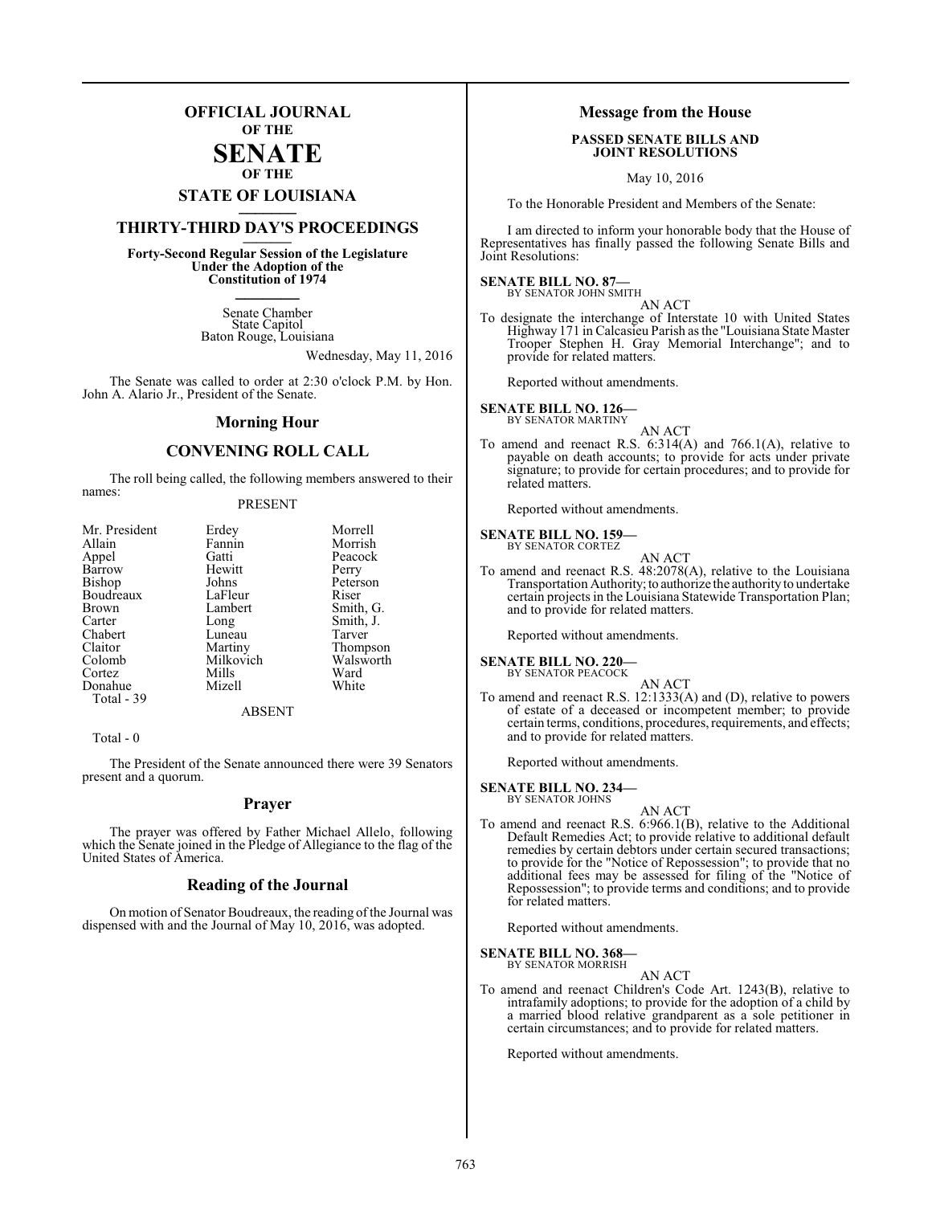# OFFICIAL JOURNAL
## OF THE
# SENATE
## OF THE
# STATE OF LOUISIANA

## THIRTY-THIRD DAY'S PROCEEDINGS

**Forty-Second Regular Session of the Legislature Under the Adoption of the Constitution of 1974**

Senate Chamber
State Capitol
Baton Rouge, Louisiana

Wednesday, May 11, 2016

The Senate was called to order at 2:30 o'clock P.M. by Hon. John A. Alario Jr., President of the Senate.

## Morning Hour

## CONVENING ROLL CALL

The roll being called, the following members answered to their names:

PRESENT

| | | |
|---|---|---|
| Mr. President | Erdey | Morrell |
| Allain | Fannin | Morrish |
| Appel | Gatti | Peacock |
| Barrow | Hewitt | Perry |
| Bishop | Johns | Peterson |
| Boudreaux | LaFleur | Riser |
| Brown | Lambert | Smith, G. |
| Carter | Long | Smith, J. |
| Chabert | Luneau | Tarver |
| Claitor | Martiny | Thompson |
| Colomb | Milkovich | Walsworth |
| Cortez | Mills | Ward |
| Donahue | Mizell | White |
| Total - 39 | | |

ABSENT

Total - 0

The President of the Senate announced there were 39 Senators present and a quorum.

## Prayer

The prayer was offered by Father Michael Allelo, following which the Senate joined in the Pledge of Allegiance to the flag of the United States of America.

## Reading of the Journal

On motion of Senator Boudreaux, the reading of the Journal was dispensed with and the Journal of May 10, 2016, was adopted.

## Message from the House

**PASSED SENATE BILLS AND JOINT RESOLUTIONS**

May 10, 2016

To the Honorable President and Members of the Senate:

I am directed to inform your honorable body that the House of Representatives has finally passed the following Senate Bills and Joint Resolutions:

**SENATE BILL NO. 87—**
BY SENATOR JOHN SMITH

AN ACT

To designate the interchange of Interstate 10 with United States Highway 171 in Calcasieu Parish as the "Louisiana State Master Trooper Stephen H. Gray Memorial Interchange"; and to provide for related matters.

Reported without amendments.

**SENATE BILL NO. 126—**
BY SENATOR MARTINY

AN ACT

To amend and reenact R.S. 6:314(A) and 766.1(A), relative to payable on death accounts; to provide for acts under private signature; to provide for certain procedures; and to provide for related matters.

Reported without amendments.

**SENATE BILL NO. 159—**
BY SENATOR CORTEZ

AN ACT

To amend and reenact R.S. 48:2078(A), relative to the Louisiana Transportation Authority; to authorize the authority to undertake certain projects in the Louisiana Statewide Transportation Plan; and to provide for related matters.

Reported without amendments.

**SENATE BILL NO. 220—**
BY SENATOR PEACOCK

AN ACT

To amend and reenact R.S. 12:1333(A) and (D), relative to powers of estate of a deceased or incompetent member; to provide certain terms, conditions, procedures, requirements, and effects; and to provide for related matters.

Reported without amendments.

**SENATE BILL NO. 234—**
BY SENATOR JOHNS

AN ACT

To amend and reenact R.S. 6:966.1(B), relative to the Additional Default Remedies Act; to provide relative to additional default remedies by certain debtors under certain secured transactions; to provide for the "Notice of Repossession"; to provide that no additional fees may be assessed for filing of the "Notice of Repossession"; to provide terms and conditions; and to provide for related matters.

Reported without amendments.

**SENATE BILL NO. 368—**
BY SENATOR MORRISH

AN ACT

To amend and reenact Children's Code Art. 1243(B), relative to intrafamily adoptions; to provide for the adoption of a child by a married blood relative grandparent as a sole petitioner in certain circumstances; and to provide for related matters.

Reported without amendments.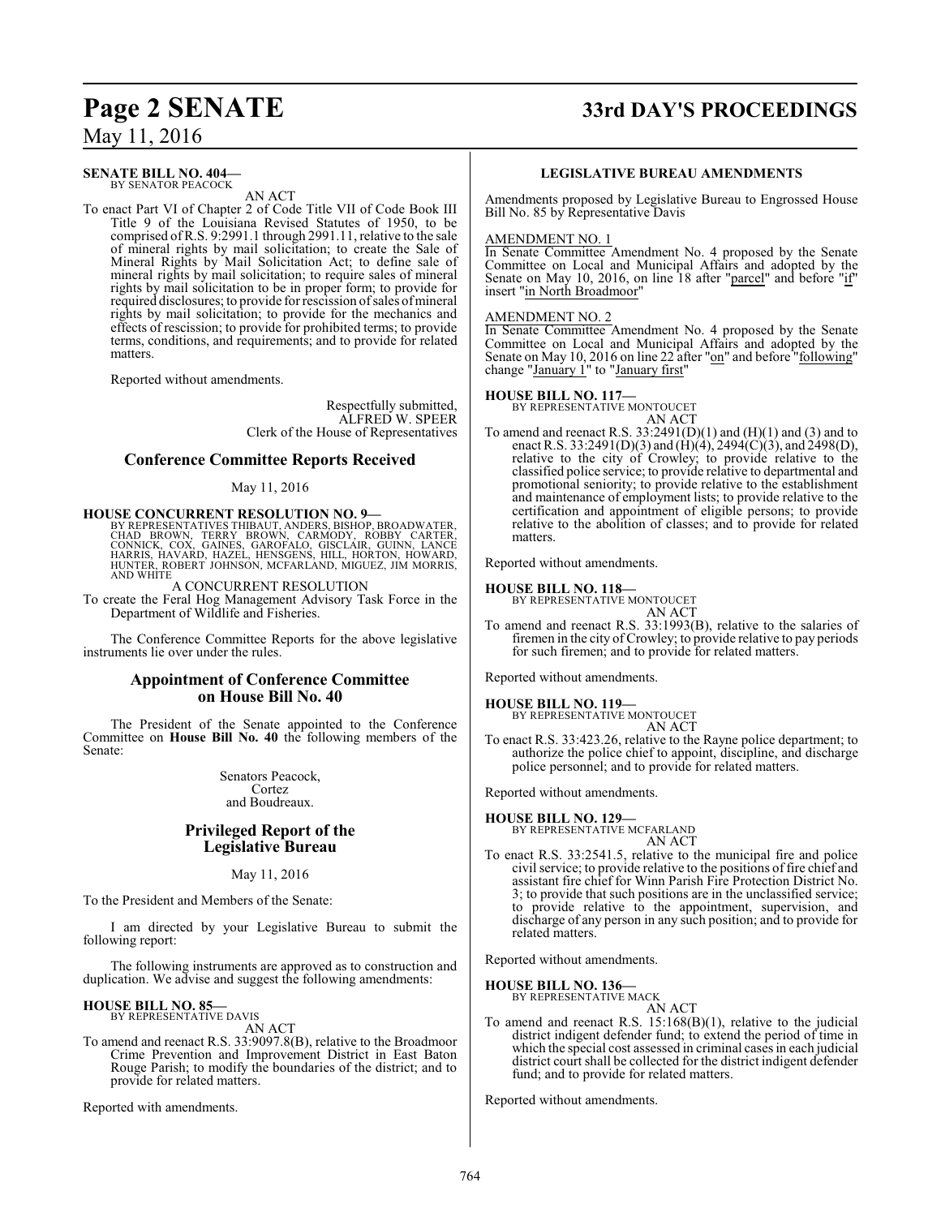**SENATE BILL NO. 404—**
BY SENATOR PEACOCK

AN ACT

To enact Part VI of Chapter 2 of Code Title VII of Code Book III Title 9 of the Louisiana Revised Statutes of 1950, to be comprised of R.S. 9:2991.1 through 2991.11, relative to the sale of mineral rights by mail solicitation; to create the Sale of Mineral Rights by Mail Solicitation Act; to define sale of mineral rights by mail solicitation; to require sales of mineral rights by mail solicitation to be in proper form; to provide for required disclosures; to provide for rescission of sales of mineral rights by mail solicitation; to provide for the mechanics and effects of rescission; to provide for prohibited terms; to provide terms, conditions, and requirements; and to provide for related matters.

Reported without amendments.

Respectfully submitted,
ALFRED W. SPEER
Clerk of the House of Representatives

## Conference Committee Reports Received

May 11, 2016

**HOUSE CONCURRENT RESOLUTION NO. 9—**
BY REPRESENTATIVES THIBAUT, ANDERS, BISHOP, BROADWATER, CHAD BROWN, TERRY BROWN, CARMODY, ROBBY CARTER, CONNICK, COX, GAINES, GAROFALO, GISCLAIR, GUINN, LANCE HARRIS, HAVARD, HAZEL, HENSGENS, HILL, HORTON, HOWARD, HUNTER, ROBERT JOHNSON, MCFARLAND, MIGUEZ, JIM MORRIS, AND WHITE

A CONCURRENT RESOLUTION

To create the Feral Hog Management Advisory Task Force in the Department of Wildlife and Fisheries.

The Conference Committee Reports for the above legislative instruments lie over under the rules.

## Appointment of Conference Committee on House Bill No. 40

The President of the Senate appointed to the Conference Committee on **House Bill No. 40** the following members of the Senate:

Senators Peacock,
Cortez
and Boudreaux.

## Privileged Report of the Legislative Bureau

May 11, 2016

To the President and Members of the Senate:

I am directed by your Legislative Bureau to submit the following report:

The following instruments are approved as to construction and duplication. We advise and suggest the following amendments:

**HOUSE BILL NO. 85—**
BY REPRESENTATIVE DAVIS

AN ACT

To amend and reenact R.S. 33:9097.8(B), relative to the Broadmoor Crime Prevention and Improvement District in East Baton Rouge Parish; to modify the boundaries of the district; and to provide for related matters.

Reported with amendments.

### LEGISLATIVE BUREAU AMENDMENTS

Amendments proposed by Legislative Bureau to Engrossed House Bill No. 85 by Representative Davis

AMENDMENT NO. 1

In Senate Committee Amendment No. 4 proposed by the Senate Committee on Local and Municipal Affairs and adopted by the Senate on May 10, 2016, on line 18 after "parcel" and before "if" insert "in North Broadmoor"

AMENDMENT NO. 2

In Senate Committee Amendment No. 4 proposed by the Senate Committee on Local and Municipal Affairs and adopted by the Senate on May 10, 2016 on line 22 after "on" and before "following" change "January 1" to "January first"

**HOUSE BILL NO. 117—**
BY REPRESENTATIVE MONTOUCET

AN ACT

To amend and reenact R.S. 33:2491(D)(1) and (H)(1) and (3) and to enact R.S. 33:2491(D)(3) and (H)(4), 2494(C)(3), and 2498(D), relative to the city of Crowley; to provide relative to the classified police service; to provide relative to departmental and promotional seniority; to provide relative to the establishment and maintenance of employment lists; to provide relative to the certification and appointment of eligible persons; to provide relative to the abolition of classes; and to provide for related matters.

Reported without amendments.

**HOUSE BILL NO. 118—**
BY REPRESENTATIVE MONTOUCET

AN ACT

To amend and reenact R.S. 33:1993(B), relative to the salaries of firemen in the city of Crowley; to provide relative to pay periods for such firemen; and to provide for related matters.

Reported without amendments.

**HOUSE BILL NO. 119—**
BY REPRESENTATIVE MONTOUCET

AN ACT

To enact R.S. 33:423.26, relative to the Rayne police department; to authorize the police chief to appoint, discipline, and discharge police personnel; and to provide for related matters.

Reported without amendments.

**HOUSE BILL NO. 129—**
BY REPRESENTATIVE MCFARLAND

AN ACT

To enact R.S. 33:2541.5, relative to the municipal fire and police civil service; to provide relative to the positions of fire chief and assistant fire chief for Winn Parish Fire Protection District No. 3; to provide that such positions are in the unclassified service; to provide relative to the appointment, supervision, and discharge of any person in any such position; and to provide for related matters.

Reported without amendments.

**HOUSE BILL NO. 136—**
BY REPRESENTATIVE MACK

AN ACT

To amend and reenact R.S. 15:168(B)(1), relative to the judicial district indigent defender fund; to extend the period of time in which the special cost assessed in criminal cases in each judicial district court shall be collected for the district indigent defender fund; and to provide for related matters.

Reported without amendments.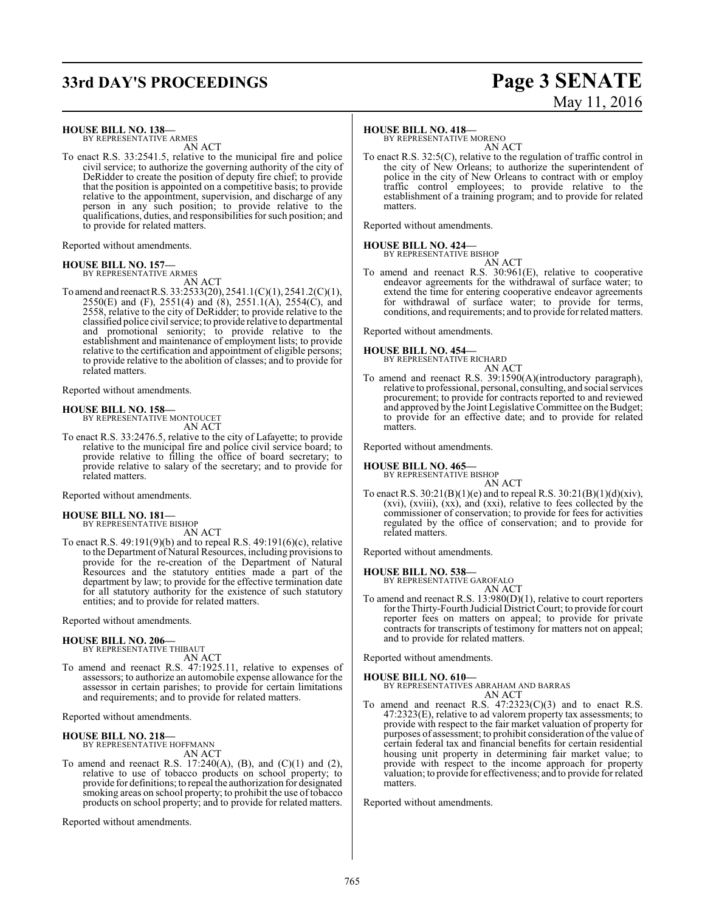**HOUSE BILL NO. 138—**
BY REPRESENTATIVE ARMES

AN ACT

To enact R.S. 33:2541.5, relative to the municipal fire and police civil service; to authorize the governing authority of the city of DeRidder to create the position of deputy fire chief; to provide that the position is appointed on a competitive basis; to provide relative to the appointment, supervision, and discharge of any person in any such position; to provide relative to the qualifications, duties, and responsibilities for such position; and to provide for related matters.

Reported without amendments.

**HOUSE BILL NO. 157—**
BY REPRESENTATIVE ARMES

AN ACT

To amend and reenact R.S. 33:2533(20), 2541.1(C)(1), 2541.2(C)(1), 2550(E) and (F), 2551(4) and (8), 2551.1(A), 2554(C), and 2558, relative to the city of DeRidder; to provide relative to the classified police civil service; to provide relative to departmental and promotional seniority; to provide relative to the establishment and maintenance of employment lists; to provide relative to the certification and appointment of eligible persons; to provide relative to the abolition of classes; and to provide for related matters.

Reported without amendments.

**HOUSE BILL NO. 158—**
BY REPRESENTATIVE MONTOUCET

AN ACT

To enact R.S. 33:2476.5, relative to the city of Lafayette; to provide relative to the municipal fire and police civil service board; to provide relative to filling the office of board secretary; to provide relative to salary of the secretary; and to provide for related matters.

Reported without amendments.

**HOUSE BILL NO. 181—**
BY REPRESENTATIVE BISHOP

AN ACT

To enact R.S. 49:191(9)(b) and to repeal R.S. 49:191(6)(c), relative to the Department of Natural Resources, including provisions to provide for the re-creation of the Department of Natural Resources and the statutory entities made a part of the department by law; to provide for the effective termination date for all statutory authority for the existence of such statutory entities; and to provide for related matters.

Reported without amendments.

**HOUSE BILL NO. 206—**
BY REPRESENTATIVE THIBAUT

AN ACT

To amend and reenact R.S. 47:1925.11, relative to expenses of assessors; to authorize an automobile expense allowance for the assessor in certain parishes; to provide for certain limitations and requirements; and to provide for related matters.

Reported without amendments.

**HOUSE BILL NO. 218—**
BY REPRESENTATIVE HOFFMANN

AN ACT

To amend and reenact R.S. 17:240(A), (B), and (C)(1) and (2), relative to use of tobacco products on school property; to provide for definitions; to repeal the authorization for designated smoking areas on school property; to prohibit the use of tobacco products on school property; and to provide for related matters.

Reported without amendments.

**HOUSE BILL NO. 418—**
BY REPRESENTATIVE MORENO

AN ACT

To enact R.S. 32:5(C), relative to the regulation of traffic control in the city of New Orleans; to authorize the superintendent of police in the city of New Orleans to contract with or employ traffic control employees; to provide relative to the establishment of a training program; and to provide for related matters.

Reported without amendments.

**HOUSE BILL NO. 424—**
BY REPRESENTATIVE BISHOP

AN ACT

To amend and reenact R.S. 30:961(E), relative to cooperative endeavor agreements for the withdrawal of surface water; to extend the time for entering cooperative endeavor agreements for withdrawal of surface water; to provide for terms, conditions, and requirements; and to provide for related matters.

Reported without amendments.

**HOUSE BILL NO. 454—**
BY REPRESENTATIVE RICHARD

AN ACT

To amend and reenact R.S. 39:1590(A)(introductory paragraph), relative to professional, personal, consulting, and social services procurement; to provide for contracts reported to and reviewed and approved by the Joint Legislative Committee on the Budget; to provide for an effective date; and to provide for related matters.

Reported without amendments.

**HOUSE BILL NO. 465—**
BY REPRESENTATIVE BISHOP

AN ACT

To enact R.S. 30:21(B)(1)(e) and to repeal R.S. 30:21(B)(1)(d)(xiv), (xvi), (xviii), (xx), and (xxi), relative to fees collected by the commissioner of conservation; to provide for fees for activities regulated by the office of conservation; and to provide for related matters.

Reported without amendments.

**HOUSE BILL NO. 538—**
BY REPRESENTATIVE GAROFALO

AN ACT

To amend and reenact R.S. 13:980(D)(1), relative to court reporters for the Thirty-Fourth Judicial District Court; to provide for court reporter fees on matters on appeal; to provide for private contracts for transcripts of testimony for matters not on appeal; and to provide for related matters.

Reported without amendments.

**HOUSE BILL NO. 610—**
BY REPRESENTATIVES ABRAHAM AND BARRAS

AN ACT

To amend and reenact R.S. 47:2323(C)(3) and to enact R.S. 47:2323(E), relative to ad valorem property tax assessments; to provide with respect to the fair market valuation of property for purposes of assessment; to prohibit consideration of the value of certain federal tax and financial benefits for certain residential housing unit property in determining fair market value; to provide with respect to the income approach for property valuation; to provide for effectiveness; and to provide for related matters.

Reported without amendments.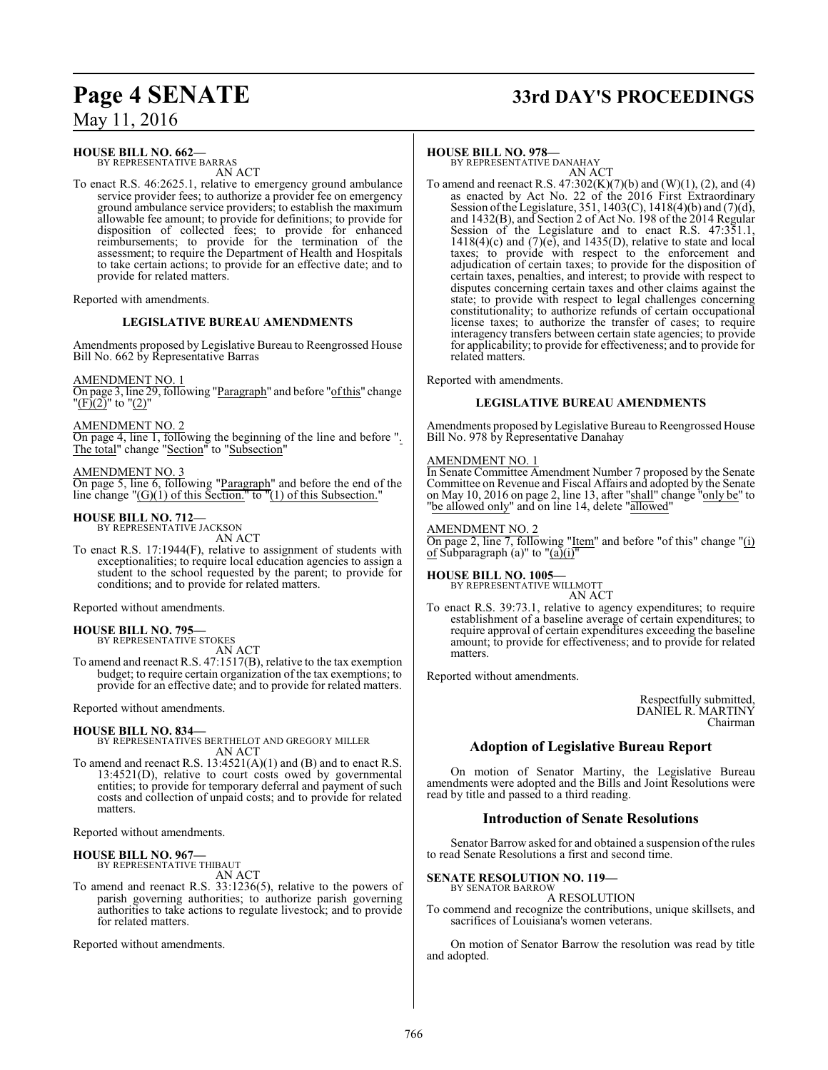**HOUSE BILL NO. 662—**
BY REPRESENTATIVE BARRAS

AN ACT

To enact R.S. 46:2625.1, relative to emergency ground ambulance service provider fees; to authorize a provider fee on emergency ground ambulance service providers; to establish the maximum allowable fee amount; to provide for definitions; to provide for disposition of collected fees; to provide for enhanced reimbursements; to provide for the termination of the assessment; to require the Department of Health and Hospitals to take certain actions; to provide for an effective date; and to provide for related matters.

Reported with amendments.

### LEGISLATIVE BUREAU AMENDMENTS

Amendments proposed by Legislative Bureau to Reengrossed House Bill No. 662 by Representative Barras

AMENDMENT NO. 1
On page 3, line 29, following "Paragraph" and before "of this" change "(F)(2)" to "(2)"

AMENDMENT NO. 2
On page 4, line 1, following the beginning of the line and before ". The total" change "Section" to "Subsection"

AMENDMENT NO. 3
On page 5, line 6, following "Paragraph" and before the end of the line change "(G)(1) of this Section." to "(1) of this Subsection."

**HOUSE BILL NO. 712—**
BY REPRESENTATIVE JACKSON

AN ACT

To enact R.S. 17:1944(F), relative to assignment of students with exceptionalities; to require local education agencies to assign a student to the school requested by the parent; to provide for conditions; and to provide for related matters.

Reported without amendments.

**HOUSE BILL NO. 795—**
BY REPRESENTATIVE STOKES

AN ACT

To amend and reenact R.S. 47:1517(B), relative to the tax exemption budget; to require certain organization of the tax exemptions; to provide for an effective date; and to provide for related matters.

Reported without amendments.

**HOUSE BILL NO. 834—**
BY REPRESENTATIVES BERTHELOT AND GREGORY MILLER

AN ACT

To amend and reenact R.S. 13:4521(A)(1) and (B) and to enact R.S. 13:4521(D), relative to court costs owed by governmental entities; to provide for temporary deferral and payment of such costs and collection of unpaid costs; and to provide for related matters.

Reported without amendments.

**HOUSE BILL NO. 967—**
BY REPRESENTATIVE THIBAUT

AN ACT

To amend and reenact R.S. 33:1236(5), relative to the powers of parish governing authorities; to authorize parish governing authorities to take actions to regulate livestock; and to provide for related matters.

Reported without amendments.

**HOUSE BILL NO. 978—**
BY REPRESENTATIVE DANAHAY

AN ACT

To amend and reenact R.S. 47:302(K)(7)(b) and (W)(1), (2), and (4) as enacted by Act No. 22 of the 2016 First Extraordinary Session of the Legislature, 351, 1403(C), 1418(4)(b) and (7)(d), and 1432(B), and Section 2 of Act No. 198 of the 2014 Regular Session of the Legislature and to enact R.S. 47:351.1, 1418(4)(c) and (7)(e), and 1435(D), relative to state and local taxes; to provide with respect to the enforcement and adjudication of certain taxes; to provide for the disposition of certain taxes, penalties, and interest; to provide with respect to disputes concerning certain taxes and other claims against the state; to provide with respect to legal challenges concerning constitutionality; to authorize refunds of certain occupational license taxes; to authorize the transfer of cases; to require interagency transfers between certain state agencies; to provide for applicability; to provide for effectiveness; and to provide for related matters.

Reported with amendments.

### LEGISLATIVE BUREAU AMENDMENTS

Amendments proposed by Legislative Bureau to Reengrossed House Bill No. 978 by Representative Danahay

AMENDMENT NO. 1
In Senate Committee Amendment Number 7 proposed by the Senate Committee on Revenue and Fiscal Affairs and adopted by the Senate on May 10, 2016 on page 2, line 13, after "shall" change "only be" to "be allowed only" and on line 14, delete "allowed"

AMENDMENT NO. 2
On page 2, line 7, following "Item" and before "of this" change "(i) of Subparagraph (a)" to "(a)(i)"

**HOUSE BILL NO. 1005—**
BY REPRESENTATIVE WILLMOTT

AN ACT

To enact R.S. 39:73.1, relative to agency expenditures; to require establishment of a baseline average of certain expenditures; to require approval of certain expenditures exceeding the baseline amount; to provide for effectiveness; and to provide for related matters.

Reported without amendments.

Respectfully submitted,
DANIEL R. MARTINY
Chairman

## Adoption of Legislative Bureau Report

On motion of Senator Martiny, the Legislative Bureau amendments were adopted and the Bills and Joint Resolutions were read by title and passed to a third reading.

## Introduction of Senate Resolutions

Senator Barrow asked for and obtained a suspension of the rules to read Senate Resolutions a first and second time.

**SENATE RESOLUTION NO. 119—**
BY SENATOR BARROW

A RESOLUTION

To commend and recognize the contributions, unique skillsets, and sacrifices of Louisiana's women veterans.

On motion of Senator Barrow the resolution was read by title and adopted.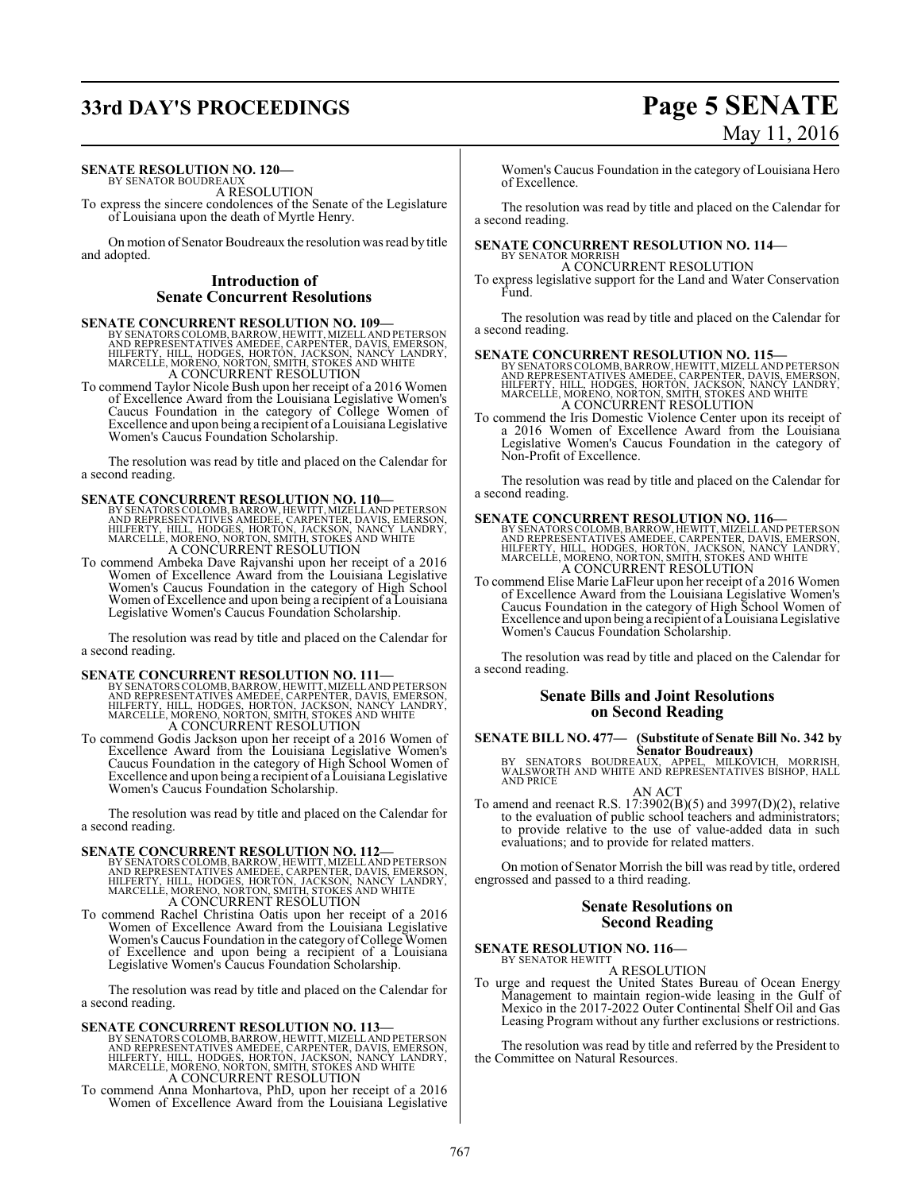**SENATE RESOLUTION NO. 120—**
BY SENATOR BOUDREAUX
A RESOLUTION
To express the sincere condolences of the Senate of the Legislature of Louisiana upon the death of Myrtle Henry.

On motion of Senator Boudreaux the resolution was read by title and adopted.

## Introduction of Senate Concurrent Resolutions

**SENATE CONCURRENT RESOLUTION NO. 109—**
BY SENATORS COLOMB, BARROW, HEWITT, MIZELL AND PETERSON AND REPRESENTATIVES AMEDEE, CARPENTER, DAVIS, EMERSON, HILFERTY, HILL, HODGES, HORTON, JACKSON, NANCY LANDRY, MARCELLE, MORENO, NORTON, SMITH, STOKES AND WHITE
A CONCURRENT RESOLUTION
To commend Taylor Nicole Bush upon her receipt of a 2016 Women of Excellence Award from the Louisiana Legislative Women's Caucus Foundation in the category of College Women of Excellence and upon being a recipient of a Louisiana Legislative Women's Caucus Foundation Scholarship.

The resolution was read by title and placed on the Calendar for a second reading.

**SENATE CONCURRENT RESOLUTION NO. 110—**
BY SENATORS COLOMB, BARROW, HEWITT, MIZELL AND PETERSON AND REPRESENTATIVES AMEDEE, CARPENTER, DAVIS, EMERSON, HILFERTY, HILL, HODGES, HORTON, JACKSON, NANCY LANDRY, MARCELLE, MORENO, NORTON, SMITH, STOKES AND WHITE
A CONCURRENT RESOLUTION
To commend Ambeka Dave Rajvanshi upon her receipt of a 2016 Women of Excellence Award from the Louisiana Legislative Women's Caucus Foundation in the category of High School Women of Excellence and upon being a recipient of a Louisiana Legislative Women's Caucus Foundation Scholarship.

The resolution was read by title and placed on the Calendar for a second reading.

**SENATE CONCURRENT RESOLUTION NO. 111—**
BY SENATORS COLOMB, BARROW, HEWITT, MIZELL AND PETERSON AND REPRESENTATIVES AMEDEE, CARPENTER, DAVIS, EMERSON, HILFERTY, HILL, HODGES, HORTON, JACKSON, NANCY LANDRY, MARCELLE, MORENO, NORTON, SMITH, STOKES AND WHITE
A CONCURRENT RESOLUTION
To commend Godis Jackson upon her receipt of a 2016 Women of Excellence Award from the Louisiana Legislative Women's Caucus Foundation in the category of High School Women of Excellence and upon being a recipient of a Louisiana Legislative Women's Caucus Foundation Scholarship.

The resolution was read by title and placed on the Calendar for a second reading.

**SENATE CONCURRENT RESOLUTION NO. 112—**
BY SENATORS COLOMB, BARROW, HEWITT, MIZELL AND PETERSON AND REPRESENTATIVES AMEDEE, CARPENTER, DAVIS, EMERSON, HILFERTY, HILL, HODGES, HORTON, JACKSON, NANCY LANDRY, MARCELLE, MORENO, NORTON, SMITH, STOKES AND WHITE
A CONCURRENT RESOLUTION
To commend Rachel Christina Oatis upon her receipt of a 2016 Women of Excellence Award from the Louisiana Legislative Women's Caucus Foundation in the category of College Women of Excellence and upon being a recipient of a Louisiana Legislative Women's Caucus Foundation Scholarship.

The resolution was read by title and placed on the Calendar for a second reading.

**SENATE CONCURRENT RESOLUTION NO. 113—**
BY SENATORS COLOMB, BARROW, HEWITT, MIZELL AND PETERSON AND REPRESENTATIVES AMEDEE, CARPENTER, DAVIS, EMERSON, HILFERTY, HILL, HODGES, HORTON, JACKSON, NANCY LANDRY, MARCELLE, MORENO, NORTON, SMITH, STOKES AND WHITE
A CONCURRENT RESOLUTION
To commend Anna Monhartova, PhD, upon her receipt of a 2016 Women of Excellence Award from the Louisiana Legislative Women's Caucus Foundation in the category of Louisiana Hero of Excellence.

The resolution was read by title and placed on the Calendar for a second reading.

**SENATE CONCURRENT RESOLUTION NO. 114—**
BY SENATOR MORRISH
A CONCURRENT RESOLUTION
To express legislative support for the Land and Water Conservation Fund.

The resolution was read by title and placed on the Calendar for a second reading.

**SENATE CONCURRENT RESOLUTION NO. 115—**
BY SENATORS COLOMB, BARROW, HEWITT, MIZELL AND PETERSON AND REPRESENTATIVES AMEDEE, CARPENTER, DAVIS, EMERSON, HILFERTY, HILL, HODGES, HORTON, JACKSON, NANCY LANDRY, MARCELLE, MORENO, NORTON, SMITH, STOKES AND WHITE
A CONCURRENT RESOLUTION
To commend the Iris Domestic Violence Center upon its receipt of a 2016 Women of Excellence Award from the Louisiana Legislative Women's Caucus Foundation in the category of Non-Profit of Excellence.

The resolution was read by title and placed on the Calendar for a second reading.

**SENATE CONCURRENT RESOLUTION NO. 116—**
BY SENATORS COLOMB, BARROW, HEWITT, MIZELL AND PETERSON AND REPRESENTATIVES AMEDEE, CARPENTER, DAVIS, EMERSON, HILFERTY, HILL, HODGES, HORTON, JACKSON, NANCY LANDRY, MARCELLE, MORENO, NORTON, SMITH, STOKES AND WHITE
A CONCURRENT RESOLUTION
To commend Elise Marie LaFleur upon her receipt of a 2016 Women of Excellence Award from the Louisiana Legislative Women's Caucus Foundation in the category of High School Women of Excellence and upon being a recipient of a Louisiana Legislative Women's Caucus Foundation Scholarship.

The resolution was read by title and placed on the Calendar for a second reading.

## Senate Bills and Joint Resolutions on Second Reading

**SENATE BILL NO. 477— (Substitute of Senate Bill No. 342 by Senator Boudreaux)**
BY SENATORS BOUDREAUX, APPEL, MILKOVICH, MORRISH, WALSWORTH AND WHITE AND REPRESENTATIVES BISHOP, HALL AND PRICE
AN ACT
To amend and reenact R.S. 17:3902(B)(5) and 3997(D)(2), relative to the evaluation of public school teachers and administrators; to provide relative to the use of value-added data in such evaluations; and to provide for related matters.

On motion of Senator Morrish the bill was read by title, ordered engrossed and passed to a third reading.

## Senate Resolutions on Second Reading

**SENATE RESOLUTION NO. 116—**
BY SENATOR HEWITT
A RESOLUTION
To urge and request the United States Bureau of Ocean Energy Management to maintain region-wide leasing in the Gulf of Mexico in the 2017-2022 Outer Continental Shelf Oil and Gas Leasing Program without any further exclusions or restrictions.

The resolution was read by title and referred by the President to the Committee on Natural Resources.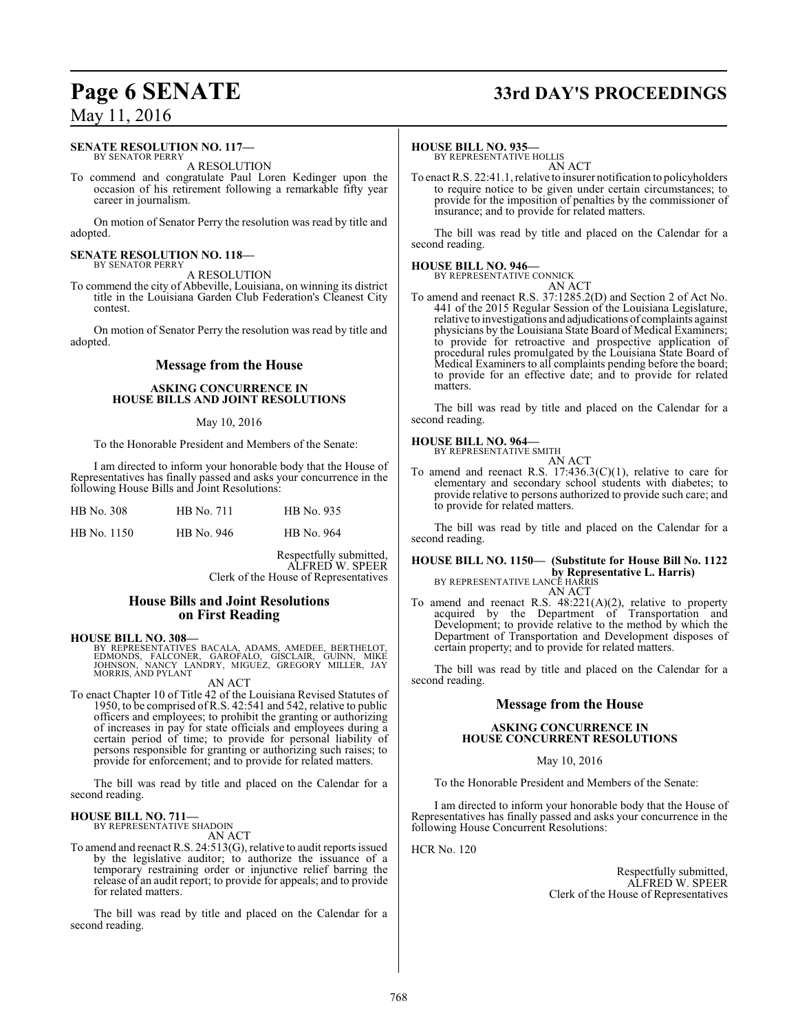**SENATE RESOLUTION NO. 117—**
BY SENATOR PERRY

A RESOLUTION

To commend and congratulate Paul Loren Kedinger upon the occasion of his retirement following a remarkable fifty year career in journalism.

On motion of Senator Perry the resolution was read by title and adopted.

**SENATE RESOLUTION NO. 118—**
BY SENATOR PERRY

A RESOLUTION

To commend the city of Abbeville, Louisiana, on winning its district title in the Louisiana Garden Club Federation's Cleanest City contest.

On motion of Senator Perry the resolution was read by title and adopted.

## Message from the House

### ASKING CONCURRENCE IN HOUSE BILLS AND JOINT RESOLUTIONS

May 10, 2016

To the Honorable President and Members of the Senate:

I am directed to inform your honorable body that the House of Representatives has finally passed and asks your concurrence in the following House Bills and Joint Resolutions:

| | | |
|---|---|---|
| HB No. 308 | HB No. 711 | HB No. 935 |
| HB No. 1150 | HB No. 946 | HB No. 964 |

Respectfully submitted,
ALFRED W. SPEER
Clerk of the House of Representatives

## House Bills and Joint Resolutions on First Reading

**HOUSE BILL NO. 308—**
BY REPRESENTATIVES BACALA, ADAMS, AMEDEE, BERTHELOT, EDMONDS, FALCONER, GAROFALO, GISCLAIR, GUINN, MIKE JOHNSON, NANCY LANDRY, MIGUEZ, GREGORY MILLER, JAY MORRIS, AND PYLANT

AN ACT

To enact Chapter 10 of Title 42 of the Louisiana Revised Statutes of 1950, to be comprised of R.S. 42:541 and 542, relative to public officers and employees; to prohibit the granting or authorizing of increases in pay for state officials and employees during a certain period of time; to provide for personal liability of persons responsible for granting or authorizing such raises; to provide for enforcement; and to provide for related matters.

The bill was read by title and placed on the Calendar for a second reading.

**HOUSE BILL NO. 711—**
BY REPRESENTATIVE SHADOIN

AN ACT

To amend and reenact R.S. 24:513(G), relative to audit reports issued by the legislative auditor; to authorize the issuance of a temporary restraining order or injunctive relief barring the release of an audit report; to provide for appeals; and to provide for related matters.

The bill was read by title and placed on the Calendar for a second reading.

**HOUSE BILL NO. 935—**
BY REPRESENTATIVE HOLLIS

AN ACT

To enact R.S. 22:41.1, relative to insurer notification to policyholders to require notice to be given under certain circumstances; to provide for the imposition of penalties by the commissioner of insurance; and to provide for related matters.

The bill was read by title and placed on the Calendar for a second reading.

**HOUSE BILL NO. 946—**
BY REPRESENTATIVE CONNICK

AN ACT

To amend and reenact R.S. 37:1285.2(D) and Section 2 of Act No. 441 of the 2015 Regular Session of the Louisiana Legislature, relative to investigations and adjudications of complaints against physicians by the Louisiana State Board of Medical Examiners; to provide for retroactive and prospective application of procedural rules promulgated by the Louisiana State Board of Medical Examiners to all complaints pending before the board; to provide for an effective date; and to provide for related matters.

The bill was read by title and placed on the Calendar for a second reading.

**HOUSE BILL NO. 964—**
BY REPRESENTATIVE SMITH

AN ACT

To amend and reenact R.S. 17:436.3(C)(1), relative to care for elementary and secondary school students with diabetes; to provide relative to persons authorized to provide such care; and to provide for related matters.

The bill was read by title and placed on the Calendar for a second reading.

**HOUSE BILL NO. 1150— (Substitute for House Bill No. 1122 by Representative L. Harris)**
BY REPRESENTATIVE LANCE HARRIS

AN ACT

To amend and reenact R.S. 48:221(A)(2), relative to property acquired by the Department of Transportation and Development; to provide relative to the method by which the Department of Transportation and Development disposes of certain property; and to provide for related matters.

The bill was read by title and placed on the Calendar for a second reading.

## Message from the House

### ASKING CONCURRENCE IN HOUSE CONCURRENT RESOLUTIONS

May 10, 2016

To the Honorable President and Members of the Senate:

I am directed to inform your honorable body that the House of Representatives has finally passed and asks your concurrence in the following House Concurrent Resolutions:

HCR No. 120

Respectfully submitted,
ALFRED W. SPEER
Clerk of the House of Representatives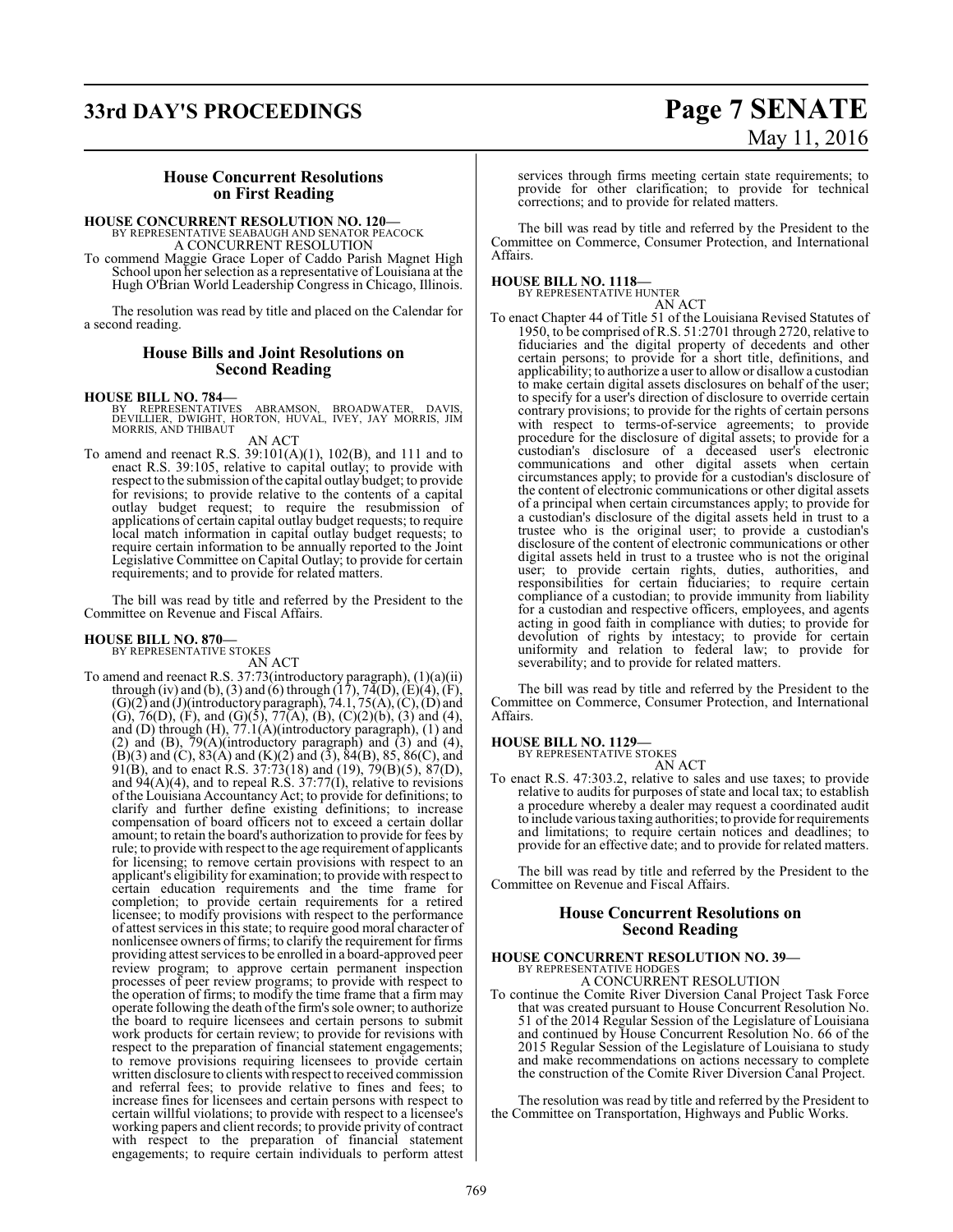## House Concurrent Resolutions on First Reading

**HOUSE CONCURRENT RESOLUTION NO. 120—**
BY REPRESENTATIVE SEABAUGH AND SENATOR PEACOCK
A CONCURRENT RESOLUTION

To commend Maggie Grace Loper of Caddo Parish Magnet High School upon her selection as a representative of Louisiana at the Hugh O'Brian World Leadership Congress in Chicago, Illinois.

The resolution was read by title and placed on the Calendar for a second reading.

## House Bills and Joint Resolutions on Second Reading

**HOUSE BILL NO. 784—**
BY REPRESENTATIVES ABRAMSON, BROADWATER, DAVIS, DEVILLIER, DWIGHT, HORTON, HUVAL, IVEY, JAY MORRIS, JIM MORRIS, AND THIBAUT
AN ACT

To amend and reenact R.S. 39:101(A)(1), 102(B), and 111 and to enact R.S. 39:105, relative to capital outlay; to provide with respect to the submission of the capital outlay budget; to provide for revisions; to provide relative to the contents of a capital outlay budget request; to require the resubmission of applications of certain capital outlay budget requests; to require local match information in capital outlay budget requests; to require certain information to be annually reported to the Joint Legislative Committee on Capital Outlay; to provide for certain requirements; and to provide for related matters.

The bill was read by title and referred by the President to the Committee on Revenue and Fiscal Affairs.

**HOUSE BILL NO. 870—**
BY REPRESENTATIVE STOKES
AN ACT

To amend and reenact R.S. 37:73(introductory paragraph), (1)(a)(ii) through (iv) and (b), (3) and (6) through (17), 74(D), (E)(4), (F), (G)(2) and (J)(introductory paragraph), 74.1, 75(A), (C), (D) and (G), 76(D), (F), and (G)(5), 77(A), (B), (C)(2)(b), (3) and (4), and (D) through (H), 77.1(A)(introductory paragraph), (1) and (2) and (B), 79(A)(introductory paragraph) and (3) and (4), (B)(3) and (C), 83(A) and (K)(2) and (3), 84(B), 85, 86(C), and 91(B), and to enact R.S. 37:73(18) and (19), 79(B)(5), 87(D), and 94(A)(4), and to repeal R.S. 37:77(I), relative to revisions of the Louisiana Accountancy Act; to provide for definitions; to clarify and further define existing definitions; to increase compensation of board officers not to exceed a certain dollar amount; to retain the board's authorization to provide for fees by rule; to provide with respect to the age requirement of applicants for licensing; to remove certain provisions with respect to an applicant's eligibility for examination; to provide with respect to certain education requirements and the time frame for completion; to provide certain requirements for a retired licensee; to modify provisions with respect to the performance of attest services in this state; to require good moral character of nonlicensee owners of firms; to clarify the requirement for firms providing attest services to be enrolled in a board-approved peer review program; to approve certain permanent inspection processes of peer review programs; to provide with respect to the operation of firms; to modify the time frame that a firm may operate following the death of the firm's sole owner; to authorize the board to require licensees and certain persons to submit work products for certain review; to provide for revisions with respect to the preparation of financial statement engagements; to remove provisions requiring licensees to provide certain written disclosure to clients with respect to received commission and referral fees; to provide relative to fines and fees; to increase fines for licensees and certain persons with respect to certain willful violations; to provide with respect to a licensee's working papers and client records; to provide privity of contract with respect to the preparation of financial statement engagements; to require certain individuals to perform attest services through firms meeting certain state requirements; to provide for other clarification; to provide for technical corrections; and to provide for related matters.

The bill was read by title and referred by the President to the Committee on Commerce, Consumer Protection, and International Affairs.

**HOUSE BILL NO. 1118—**
BY REPRESENTATIVE HUNTER
AN ACT

To enact Chapter 44 of Title 51 of the Louisiana Revised Statutes of 1950, to be comprised of R.S. 51:2701 through 2720, relative to fiduciaries and the digital property of decedents and other certain persons; to provide for a short title, definitions, and applicability; to authorize a user to allow or disallow a custodian to make certain digital assets disclosures on behalf of the user; to specify for a user's direction of disclosure to override certain contrary provisions; to provide for the rights of certain persons with respect to terms-of-service agreements; to provide procedure for the disclosure of digital assets; to provide for a custodian's disclosure of a deceased user's electronic communications and other digital assets when certain circumstances apply; to provide for a custodian's disclosure of the content of electronic communications or other digital assets of a principal when certain circumstances apply; to provide for a custodian's disclosure of the digital assets held in trust to a trustee who is the original user; to provide a custodian's disclosure of the content of electronic communications or other digital assets held in trust to a trustee who is not the original user; to provide certain rights, duties, authorities, and responsibilities for certain fiduciaries; to require certain compliance of a custodian; to provide immunity from liability for a custodian and respective officers, employees, and agents acting in good faith in compliance with duties; to provide for devolution of rights by intestacy; to provide for certain uniformity and relation to federal law; to provide for severability; and to provide for related matters.

The bill was read by title and referred by the President to the Committee on Commerce, Consumer Protection, and International Affairs.

**HOUSE BILL NO. 1129—**
BY REPRESENTATIVE STOKES
AN ACT

To enact R.S. 47:303.2, relative to sales and use taxes; to provide relative to audits for purposes of state and local tax; to establish a procedure whereby a dealer may request a coordinated audit to include various taxing authorities; to provide for requirements and limitations; to require certain notices and deadlines; to provide for an effective date; and to provide for related matters.

The bill was read by title and referred by the President to the Committee on Revenue and Fiscal Affairs.

## House Concurrent Resolutions on Second Reading

**HOUSE CONCURRENT RESOLUTION NO. 39—**
BY REPRESENTATIVE HODGES
A CONCURRENT RESOLUTION

To continue the Comite River Diversion Canal Project Task Force that was created pursuant to House Concurrent Resolution No. 51 of the 2014 Regular Session of the Legislature of Louisiana and continued by House Concurrent Resolution No. 66 of the 2015 Regular Session of the Legislature of Louisiana to study and make recommendations on actions necessary to complete the construction of the Comite River Diversion Canal Project.

The resolution was read by title and referred by the President to the Committee on Transportation, Highways and Public Works.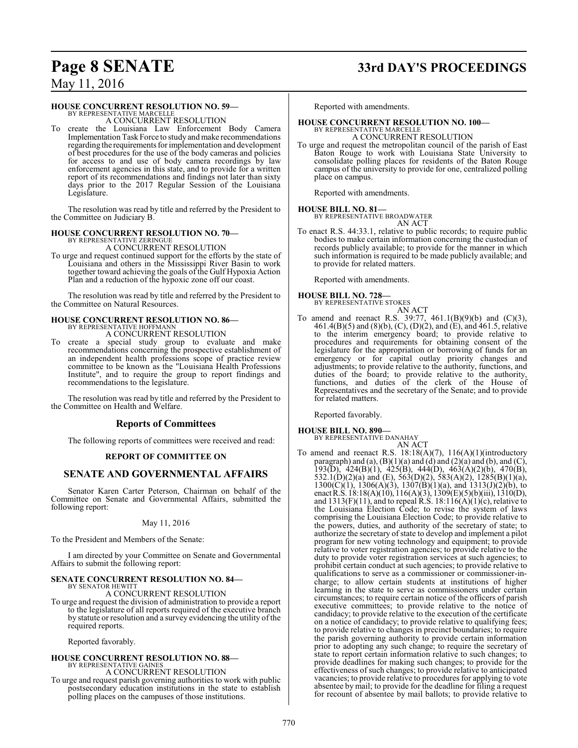**HOUSE CONCURRENT RESOLUTION NO. 59—**
BY REPRESENTATIVE MARCELLE
A CONCURRENT RESOLUTION

To create the Louisiana Law Enforcement Body Camera Implementation Task Force to study and make recommendations regarding the requirements for implementation and development of best procedures for the use of the body cameras and policies for access to and use of body camera recordings by law enforcement agencies in this state, and to provide for a written report of its recommendations and findings not later than sixty days prior to the 2017 Regular Session of the Louisiana Legislature.

The resolution was read by title and referred by the President to the Committee on Judiciary B.

**HOUSE CONCURRENT RESOLUTION NO. 70—**
BY REPRESENTATIVE ZERINGUE
A CONCURRENT RESOLUTION

To urge and request continued support for the efforts by the state of Louisiana and others in the Mississippi River Basin to work together toward achieving the goals of the Gulf Hypoxia Action Plan and a reduction of the hypoxic zone off our coast.

The resolution was read by title and referred by the President to the Committee on Natural Resources.

**HOUSE CONCURRENT RESOLUTION NO. 86—**
BY REPRESENTATIVE HOFFMANN
A CONCURRENT RESOLUTION

To create a special study group to evaluate and make recommendations concerning the prospective establishment of an independent health professions scope of practice review committee to be known as the "Louisiana Health Professions Institute", and to require the group to report findings and recommendations to the legislature.

The resolution was read by title and referred by the President to the Committee on Health and Welfare.

## Reports of Committees

The following reports of committees were received and read:

### REPORT OF COMMITTEE ON

## SENATE AND GOVERNMENTAL AFFAIRS

Senator Karen Carter Peterson, Chairman on behalf of the Committee on Senate and Governmental Affairs, submitted the following report:

May 11, 2016

To the President and Members of the Senate:

I am directed by your Committee on Senate and Governmental Affairs to submit the following report:

**SENATE CONCURRENT RESOLUTION NO. 84—**
BY SENATOR HEWITT
A CONCURRENT RESOLUTION

To urge and request the division of administration to provide a report to the legislature of all reports required of the executive branch by statute or resolution and a survey evidencing the utility of the required reports.

Reported favorably.

**HOUSE CONCURRENT RESOLUTION NO. 88—**
BY REPRESENTATIVE GAINES
A CONCURRENT RESOLUTION

To urge and request parish governing authorities to work with public postsecondary education institutions in the state to establish polling places on the campuses of those institutions.

Reported with amendments.

**HOUSE CONCURRENT RESOLUTION NO. 100—**
BY REPRESENTATIVE MARCELLE
A CONCURRENT RESOLUTION

To urge and request the metropolitan council of the parish of East Baton Rouge to work with Louisiana State University to consolidate polling places for residents of the Baton Rouge campus of the university to provide for one, centralized polling place on campus.

Reported with amendments.

**HOUSE BILL NO. 81—**
BY REPRESENTATIVE BROADWATER
AN ACT

To enact R.S. 44:33.1, relative to public records; to require public bodies to make certain information concerning the custodian of records publicly available; to provide for the manner in which such information is required to be made publicly available; and to provide for related matters.

Reported with amendments.

**HOUSE BILL NO. 728—**
BY REPRESENTATIVE STOKES
AN ACT

To amend and reenact R.S. 39:77, 461.1(B)(9)(b) and (C)(3), 461.4(B)(5) and (8)(b), (C), (D)(2), and (E), and 461.5, relative to the interim emergency board; to provide relative to procedures and requirements for obtaining consent of the legislature for the appropriation or borrowing of funds for an emergency or for capital outlay priority changes and adjustments; to provide relative to the authority, functions, and duties of the board; to provide relative to the authority, functions, and duties of the clerk of the House of Representatives and the secretary of the Senate; and to provide for related matters.

Reported favorably.

**HOUSE BILL NO. 890—**
BY REPRESENTATIVE DANAHAY
AN ACT

To amend and reenact R.S. 18:18(A)(7), 116(A)(1)(introductory paragraph) and (a), (B)(1)(a) and (d) and (2)(a) and (b), and (C), 193(D), 424(B)(1), 425(B), 444(D), 463(A)(2)(b), 470(B), 532.1(D)(2)(a) and (E), 563(D)(2), 583(A)(2), 1285(B)(1)(a), 1300(C)(1), 1306(A)(3), 1307(B)(1)(a), and 1313(J)(2)(b), to enact R.S. 18:18(A)(10), 116(A)(3), 1309(E)(5)(b)(iii), 1310(D), and 1313(F)(11), and to repeal R.S. 18:116(A)(1)(c), relative to the Louisiana Election Code; to revise the system of laws comprising the Louisiana Election Code; to provide relative to the powers, duties, and authority of the secretary of state; to authorize the secretary of state to develop and implement a pilot program for new voting technology and equipment; to provide relative to voter registration agencies; to provide relative to the duty to provide voter registration services at such agencies; to prohibit certain conduct at such agencies; to provide relative to qualifications to serve as a commissioner or commissioner-in-charge; to allow certain students at institutions of higher learning in the state to serve as commissioners under certain circumstances; to require certain notice of the officers of parish executive committees; to provide relative to the notice of candidacy; to provide relative to the execution of the certificate on a notice of candidacy; to provide relative to qualifying fees; to provide relative to changes in precinct boundaries; to require the parish governing authority to provide certain information prior to adopting any such change; to require the secretary of state to report certain information relative to such changes; to provide deadlines for making such changes; to provide for the effectiveness of such changes; to provide relative to anticipated vacancies; to provide relative to procedures for applying to vote absentee by mail; to provide for the deadline for filing a request for recount of absentee by mail ballots; to provide relative to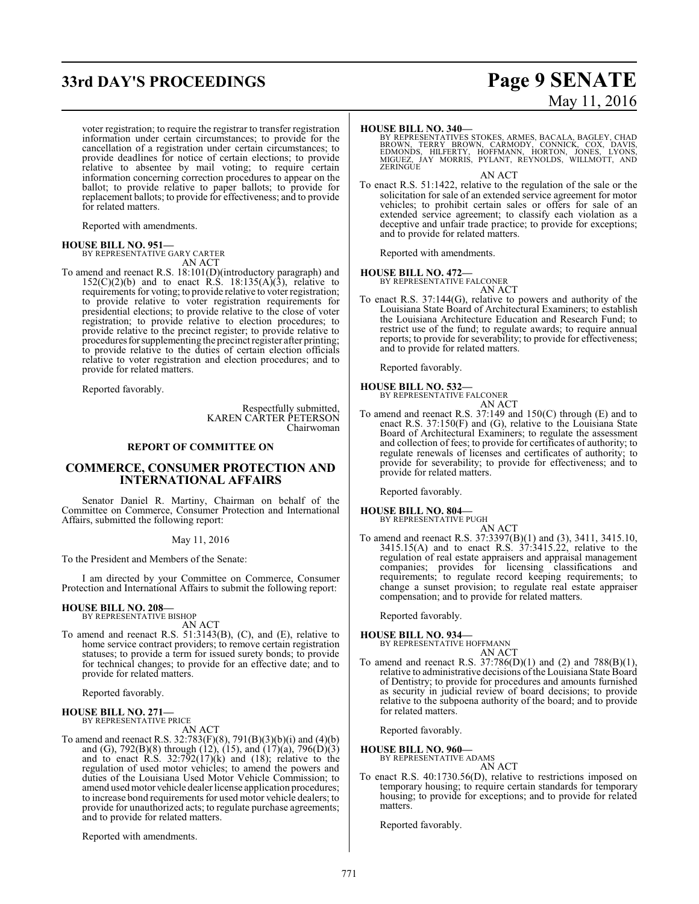voter registration; to require the registrar to transfer registration information under certain circumstances; to provide for the cancellation of a registration under certain circumstances; to provide deadlines for notice of certain elections; to provide relative to absentee by mail voting; to require certain information concerning correction procedures to appear on the ballot; to provide relative to paper ballots; to provide for replacement ballots; to provide for effectiveness; and to provide for related matters.

Reported with amendments.

**HOUSE BILL NO. 951—**
BY REPRESENTATIVE GARY CARTER
AN ACT

To amend and reenact R.S. 18:101(D)(introductory paragraph) and 152(C)(2)(b) and to enact R.S. 18:135(A)(3), relative to requirements for voting; to provide relative to voter registration; to provide relative to voter registration requirements for presidential elections; to provide relative to the close of voter registration; to provide relative to election procedures; to provide relative to the precinct register; to provide relative to procedures for supplementing the precinct register after printing; to provide relative to the duties of certain election officials relative to voter registration and election procedures; and to provide for related matters.

Reported favorably.

Respectfully submitted,
KAREN CARTER PETERSON
Chairwoman

## REPORT OF COMMITTEE ON

## COMMERCE, CONSUMER PROTECTION AND INTERNATIONAL AFFAIRS

Senator Daniel R. Martiny, Chairman on behalf of the Committee on Commerce, Consumer Protection and International Affairs, submitted the following report:

May 11, 2016

To the President and Members of the Senate:

I am directed by your Committee on Commerce, Consumer Protection and International Affairs to submit the following report:

**HOUSE BILL NO. 208—**
BY REPRESENTATIVE BISHOP
AN ACT

To amend and reenact R.S. 51:3143(B), (C), and (E), relative to home service contract providers; to remove certain registration statuses; to provide a term for issued surety bonds; to provide for technical changes; to provide for an effective date; and to provide for related matters.

Reported favorably.

**HOUSE BILL NO. 271—**
BY REPRESENTATIVE PRICE
AN ACT

To amend and reenact R.S. 32:783(F)(8), 791(B)(3)(b)(i) and (4)(b) and (G), 792(B)(8) through (12), (15), and (17)(a), 796(D)(3) and to enact R.S. 32:792(17)(k) and (18); relative to the regulation of used motor vehicles; to amend the powers and duties of the Louisiana Used Motor Vehicle Commission; to amend used motor vehicle dealer license application procedures; to increase bond requirements for used motor vehicle dealers; to provide for unauthorized acts; to regulate purchase agreements; and to provide for related matters.

Reported with amendments.

**HOUSE BILL NO. 340—**
BY REPRESENTATIVES STOKES, ARMES, BACALA, BAGLEY, CHAD BROWN, TERRY BROWN, CARMODY, CONNICK, COX, DAVIS, EDMONDS, HILFERTY, HOFFMANN, HORTON, JONES, LYONS, MIGUEZ, JAY MORRIS, PYLANT, REYNOLDS, WILLMOTT, AND ZERINGUE
AN ACT

To enact R.S. 51:1422, relative to the regulation of the sale or the solicitation for sale of an extended service agreement for motor vehicles; to prohibit certain sales or offers for sale of an extended service agreement; to classify each violation as a deceptive and unfair trade practice; to provide for exceptions; and to provide for related matters.

Reported with amendments.

**HOUSE BILL NO. 472—**
BY REPRESENTATIVE FALCONER
AN ACT

To enact R.S. 37:144(G), relative to powers and authority of the Louisiana State Board of Architectural Examiners; to establish the Louisiana Architecture Education and Research Fund; to restrict use of the fund; to regulate awards; to require annual reports; to provide for severability; to provide for effectiveness; and to provide for related matters.

Reported favorably.

**HOUSE BILL NO. 532—**
BY REPRESENTATIVE FALCONER
AN ACT

To amend and reenact R.S. 37:149 and 150(C) through (E) and to enact R.S. 37:150(F) and (G), relative to the Louisiana State Board of Architectural Examiners; to regulate the assessment and collection of fees; to provide for certificates of authority; to regulate renewals of licenses and certificates of authority; to provide for severability; to provide for effectiveness; and to provide for related matters.

Reported favorably.

**HOUSE BILL NO. 804—**
BY REPRESENTATIVE PUGH
AN ACT

To amend and reenact R.S. 37:3397(B)(1) and (3), 3411, 3415.10, 3415.15(A) and to enact R.S. 37:3415.22, relative to the regulation of real estate appraisers and appraisal management companies; provides for licensing classifications and requirements; to regulate record keeping requirements; to change a sunset provision; to regulate real estate appraiser compensation; and to provide for related matters.

Reported favorably.

**HOUSE BILL NO. 934—**
BY REPRESENTATIVE HOFFMANN
AN ACT

To amend and reenact R.S. 37:786(D)(1) and (2) and 788(B)(1), relative to administrative decisions of the Louisiana State Board of Dentistry; to provide for procedures and amounts furnished as security in judicial review of board decisions; to provide relative to the subpoena authority of the board; and to provide for related matters.

Reported favorably.

**HOUSE BILL NO. 960—**
BY REPRESENTATIVE ADAMS
AN ACT

To enact R.S. 40:1730.56(D), relative to restrictions imposed on temporary housing; to require certain standards for temporary housing; to provide for exceptions; and to provide for related matters.

Reported favorably.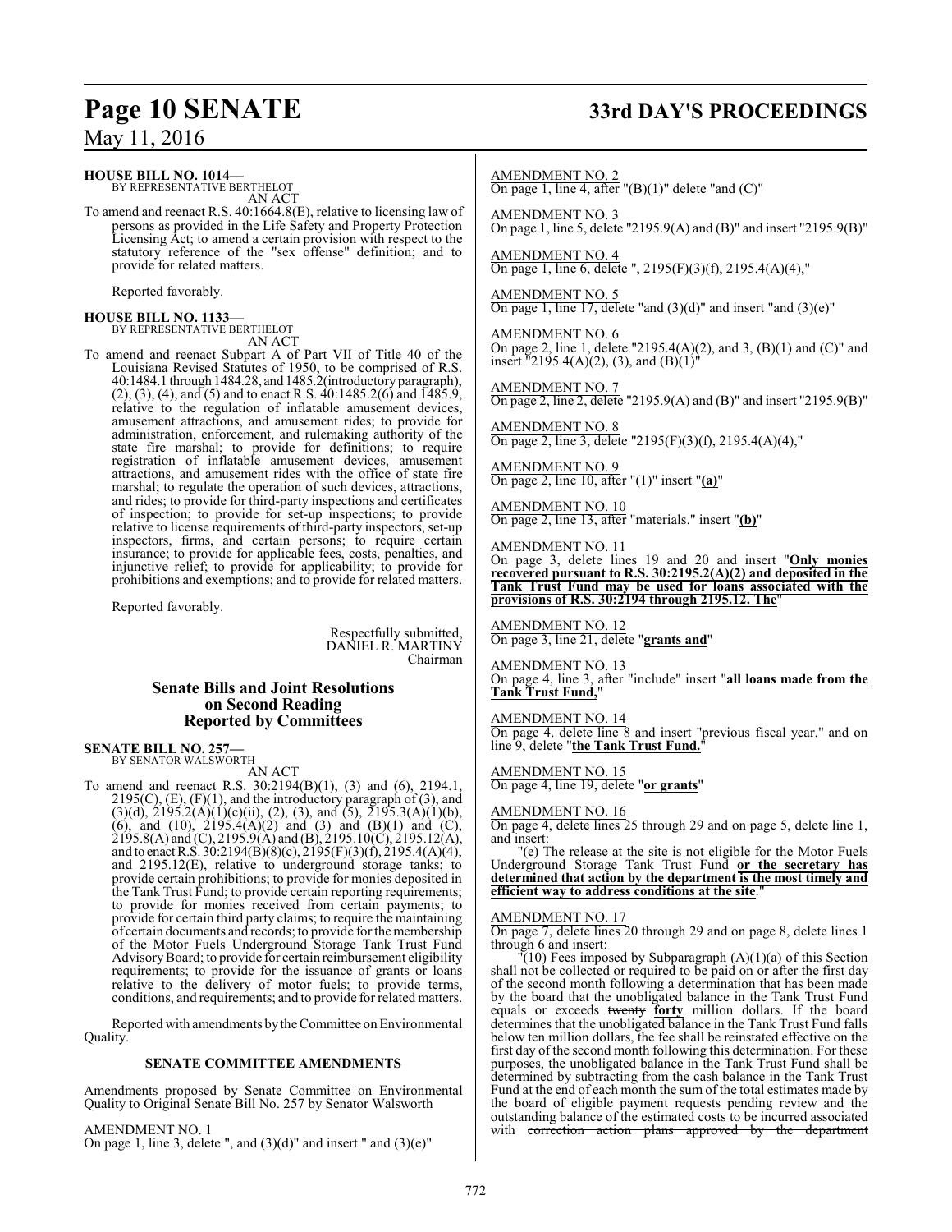**HOUSE BILL NO. 1014—**
BY REPRESENTATIVE BERTHELOT

AN ACT

To amend and reenact R.S. 40:1664.8(E), relative to licensing law of persons as provided in the Life Safety and Property Protection Licensing Act; to amend a certain provision with respect to the statutory reference of the "sex offense" definition; and to provide for related matters.

Reported favorably.

**HOUSE BILL NO. 1133—**
BY REPRESENTATIVE BERTHELOT

AN ACT

To amend and reenact Subpart A of Part VII of Title 40 of the Louisiana Revised Statutes of 1950, to be comprised of R.S. 40:1484.1 through 1484.28, and 1485.2(introductory paragraph), (2), (3), (4), and (5) and to enact R.S. 40:1485.2(6) and 1485.9, relative to the regulation of inflatable amusement devices, amusement attractions, and amusement rides; to provide for administration, enforcement, and rulemaking authority of the state fire marshal; to provide for definitions; to require registration of inflatable amusement devices, amusement attractions, and amusement rides with the office of state fire marshal; to regulate the operation of such devices, attractions, and rides; to provide for third-party inspections and certificates of inspection; to provide for set-up inspections; to provide relative to license requirements of third-party inspectors, set-up inspectors, firms, and certain persons; to require certain insurance; to provide for applicable fees, costs, penalties, and injunctive relief; to provide for applicability; to provide for prohibitions and exemptions; and to provide for related matters.

Reported favorably.

Respectfully submitted,
DANIEL R. MARTINY
Chairman

## Senate Bills and Joint Resolutions on Second Reading Reported by Committees

**SENATE BILL NO. 257—**
BY SENATOR WALSWORTH

AN ACT

To amend and reenact R.S. 30:2194(B)(1), (3) and (6), 2194.1, 2195(C), (E), (F)(1), and the introductory paragraph of (3), and (3)(d), 2195.2(A)(1)(c)(ii), (2), (3), and (5), 2195.3(A)(1)(b), (6), and (10), 2195.4(A)(2) and (3) and (B)(1) and (C), 2195.8(A) and (C), 2195.9(A) and (B), 2195.10(C), 2195.12(A), and to enact R.S. 30:2194(B)(8)(c), 2195(F)(3)(f), 2195.4(A)(4), and 2195.12(E), relative to underground storage tanks; to provide certain prohibitions; to provide for monies deposited in the Tank Trust Fund; to provide certain reporting requirements; to provide for monies received from certain payments; to provide for certain third party claims; to require the maintaining of certain documents and records; to provide for the membership of the Motor Fuels Underground Storage Tank Trust Fund Advisory Board; to provide for certain reimbursement eligibility requirements; to provide for the issuance of grants or loans relative to the delivery of motor fuels; to provide terms, conditions, and requirements; and to provide for related matters.

Reported with amendments by the Committee on Environmental Quality.

**SENATE COMMITTEE AMENDMENTS**

Amendments proposed by Senate Committee on Environmental Quality to Original Senate Bill No. 257 by Senator Walsworth

AMENDMENT NO. 1
On page 1, line 3, delete ", and (3)(d)" and insert " and (3)(e)"

AMENDMENT NO. 2
On page 1, line 4, after "(B)(1)" delete "and (C)"

AMENDMENT NO. 3
On page 1, line 5, delete "2195.9(A) and (B)" and insert "2195.9(B)"

AMENDMENT NO. 4
On page 1, line 6, delete ", 2195(F)(3)(f), 2195.4(A)(4),"

AMENDMENT NO. 5
On page 1, line 17, delete "and (3)(d)" and insert "and (3)(e)"

AMENDMENT NO. 6
On page 2, line 1, delete "2195.4(A)(2), and 3, (B)(1) and (C)" and insert "2195.4(A)(2), (3), and (B)(1)"

AMENDMENT NO. 7
On page 2, line 2, delete "2195.9(A) and (B)" and insert "2195.9(B)"

AMENDMENT NO. 8
On page 2, line 3, delete "2195(F)(3)(f), 2195.4(A)(4),"

AMENDMENT NO. 9
On page 2, line 10, after "(1)" insert "**(a)**"

AMENDMENT NO. 10
On page 2, line 13, after "materials." insert "**(b)**"

AMENDMENT NO. 11
On page 3, delete lines 19 and 20 and insert "**Only monies recovered pursuant to R.S. 30:2195.2(A)(2) and deposited in the Tank Trust Fund may be used for loans associated with the provisions of R.S. 30:2194 through 2195.12. The**"

AMENDMENT NO. 12
On page 3, line 21, delete "**grants and**"

AMENDMENT NO. 13
On page 4, line 3, after "include" insert "**all loans made from the Tank Trust Fund,**"

AMENDMENT NO. 14
On page 4. delete line 8 and insert "previous fiscal year." and on line 9, delete "**the Tank Trust Fund.**"

AMENDMENT NO. 15
On page 4, line 19, delete "**or grants**"

AMENDMENT NO. 16
On page 4, delete lines 25 through 29 and on page 5, delete line 1, and insert:

"(e) The release at the site is not eligible for the Motor Fuels Underground Storage Tank Trust Fund **or the secretary has determined that action by the department is the most timely and efficient way to address conditions at the site**."

AMENDMENT NO. 17
On page 7, delete lines 20 through 29 and on page 8, delete lines 1 through 6 and insert:

"(10) Fees imposed by Subparagraph (A)(1)(a) of this Section shall not be collected or required to be paid on or after the first day of the second month following a determination that has been made by the board that the unobligated balance in the Tank Trust Fund equals or exceeds ~~twenty~~ **forty** million dollars. If the board determines that the unobligated balance in the Tank Trust Fund falls below ten million dollars, the fee shall be reinstated effective on the first day of the second month following this determination. For these purposes, the unobligated balance in the Tank Trust Fund shall be determined by subtracting from the cash balance in the Tank Trust Fund at the end of each month the sum of the total estimates made by the board of eligible payment requests pending review and the outstanding balance of the estimated costs to be incurred associated with ~~correction action plans approved by the department~~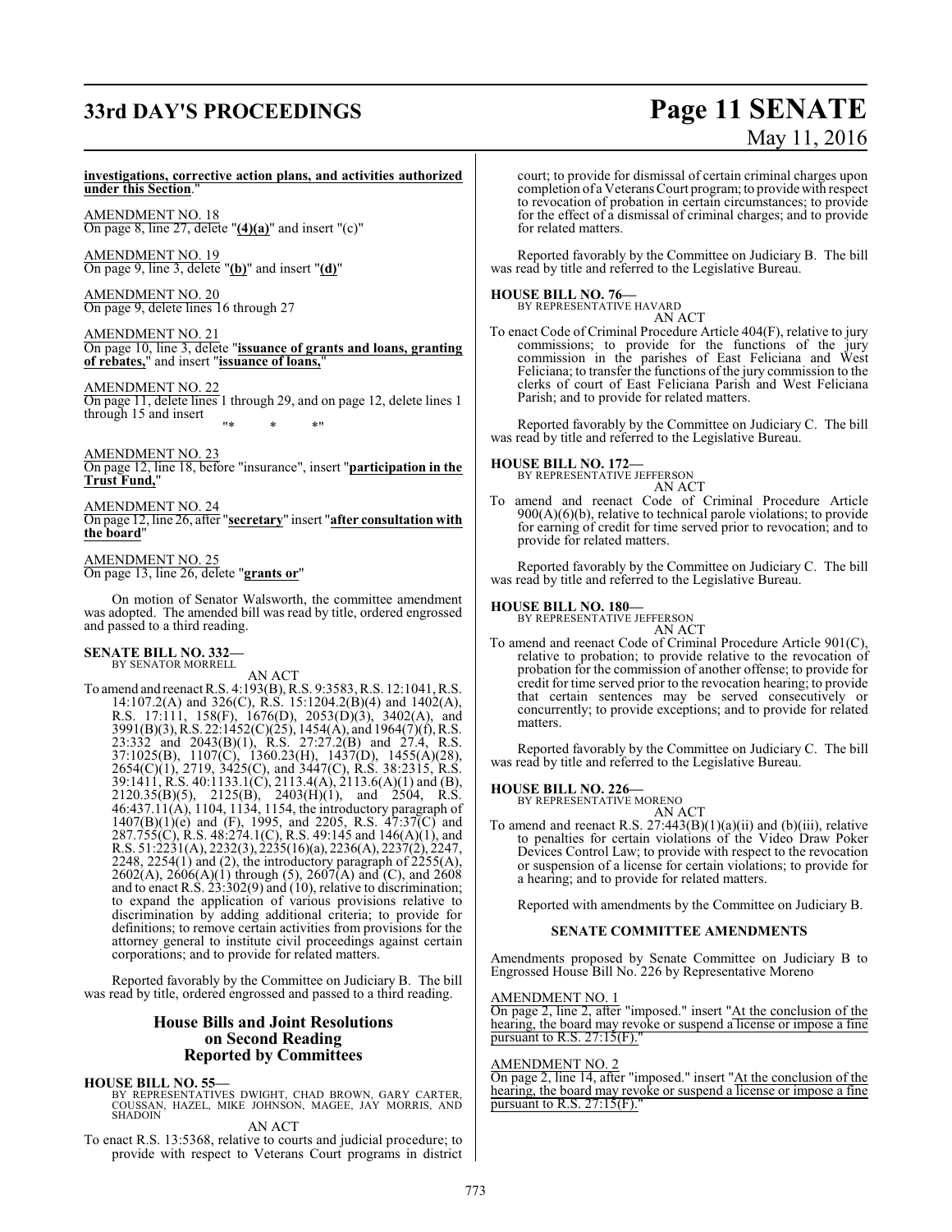**investigations, corrective action plans, and activities authorized under this Section**."

AMENDMENT NO. 18
On page 8, line 27, delete "**(4)(a)**" and insert "(c)"

AMENDMENT NO. 19
On page 9, line 3, delete "**(b)**" and insert "**(d)**"

AMENDMENT NO. 20
On page 9, delete lines 16 through 27

AMENDMENT NO. 21
On page 10, line 3, delete "**issuance of grants and loans, granting of rebates,**" and insert "**issuance of loans,**"

AMENDMENT NO. 22
On page 11, delete lines 1 through 29, and on page 12, delete lines 1 through 15 and insert

"* * *"

AMENDMENT NO. 23
On page 12, line 18, before "insurance", insert "**participation in the Trust Fund,**"

AMENDMENT NO. 24
On page 12, line 26, after "**secretary**" insert "**after consultation with the board**"

AMENDMENT NO. 25
On page 13, line 26, delete "**grants or**"

On motion of Senator Walsworth, the committee amendment was adopted. The amended bill was read by title, ordered engrossed and passed to a third reading.

**SENATE BILL NO. 332—**
BY SENATOR MORRELL

AN ACT

To amend and reenact R.S. 4:193(B), R.S. 9:3583, R.S. 12:1041, R.S. 14:107.2(A) and 326(C), R.S. 15:1204.2(B)(4) and 1402(A), R.S. 17:111, 158(F), 1676(D), 2053(D)(3), 3402(A), and 3991(B)(3), R.S. 22:1452(C)(25), 1454(A), and 1964(7)(f), R.S. 23:332 and 2043(B)(1), R.S. 27:27.2(B) and 27.4, R.S. 37:1025(B), 1107(C), 1360.23(H), 1437(D), 1455(A)(28), 2654(C)(1), 2719, 3425(C), and 3447(C), R.S. 38:2315, R.S. 39:1411, R.S. 40:1133.1(C), 2113.4(A), 2113.6(A)(1) and (B), 2120.35(B)(5), 2125(B), 2403(H)(1), and 2504, R.S. 46:437.11(A), 1104, 1134, 1154, the introductory paragraph of 1407(B)(1)(e) and (F), 1995, and 2205, R.S. 47:37(C) and 287.755(C), R.S. 48:274.1(C), R.S. 49:145 and 146(A)(1), and R.S. 51:2231(A), 2232(3), 2235(16)(a), 2236(A), 2237(2), 2247, 2248, 2254(1) and (2), the introductory paragraph of 2255(A), 2602(A), 2606(A)(1) through (5), 2607(A) and (C), and 2608 and to enact R.S. 23:302(9) and (10), relative to discrimination; to expand the application of various provisions relative to discrimination by adding additional criteria; to provide for definitions; to remove certain activities from provisions for the attorney general to institute civil proceedings against certain corporations; and to provide for related matters.

Reported favorably by the Committee on Judiciary B. The bill was read by title, ordered engrossed and passed to a third reading.

## House Bills and Joint Resolutions on Second Reading Reported by Committees

**HOUSE BILL NO. 55—**
BY REPRESENTATIVES DWIGHT, CHAD BROWN, GARY CARTER, COUSSAN, HAZEL, MIKE JOHNSON, MAGEE, JAY MORRIS, AND SHADOIN

AN ACT

To enact R.S. 13:5368, relative to courts and judicial procedure; to provide with respect to Veterans Court programs in district court; to provide for dismissal of certain criminal charges upon completion of a Veterans Court program; to provide with respect to revocation of probation in certain circumstances; to provide for the effect of a dismissal of criminal charges; and to provide for related matters.

Reported favorably by the Committee on Judiciary B. The bill was read by title and referred to the Legislative Bureau.

**HOUSE BILL NO. 76—**
BY REPRESENTATIVE HAVARD

AN ACT

To enact Code of Criminal Procedure Article 404(F), relative to jury commissions; to provide for the functions of the jury commission in the parishes of East Feliciana and West Feliciana; to transfer the functions of the jury commission to the clerks of court of East Feliciana Parish and West Feliciana Parish; and to provide for related matters.

Reported favorably by the Committee on Judiciary C. The bill was read by title and referred to the Legislative Bureau.

**HOUSE BILL NO. 172—**
BY REPRESENTATIVE JEFFERSON

AN ACT

To amend and reenact Code of Criminal Procedure Article 900(A)(6)(b), relative to technical parole violations; to provide for earning of credit for time served prior to revocation; and to provide for related matters.

Reported favorably by the Committee on Judiciary C. The bill was read by title and referred to the Legislative Bureau.

**HOUSE BILL NO. 180—**
BY REPRESENTATIVE JEFFERSON

AN ACT

To amend and reenact Code of Criminal Procedure Article 901(C), relative to probation; to provide relative to the revocation of probation for the commission of another offense; to provide for credit for time served prior to the revocation hearing; to provide that certain sentences may be served consecutively or concurrently; to provide exceptions; and to provide for related matters.

Reported favorably by the Committee on Judiciary C. The bill was read by title and referred to the Legislative Bureau.

**HOUSE BILL NO. 226—**
BY REPRESENTATIVE MORENO

AN ACT

To amend and reenact R.S. 27:443(B)(1)(a)(ii) and (b)(iii), relative to penalties for certain violations of the Video Draw Poker Devices Control Law; to provide with respect to the revocation or suspension of a license for certain violations; to provide for a hearing; and to provide for related matters.

Reported with amendments by the Committee on Judiciary B.

### SENATE COMMITTEE AMENDMENTS

Amendments proposed by Senate Committee on Judiciary B to Engrossed House Bill No. 226 by Representative Moreno

AMENDMENT NO. 1
On page 2, line 2, after "imposed." insert "At the conclusion of the hearing, the board may revoke or suspend a license or impose a fine pursuant to R.S. 27:15(F)."

AMENDMENT NO. 2
On page 2, line 14, after "imposed." insert "At the conclusion of the hearing, the board may revoke or suspend a license or impose a fine pursuant to R.S. 27:15(F)."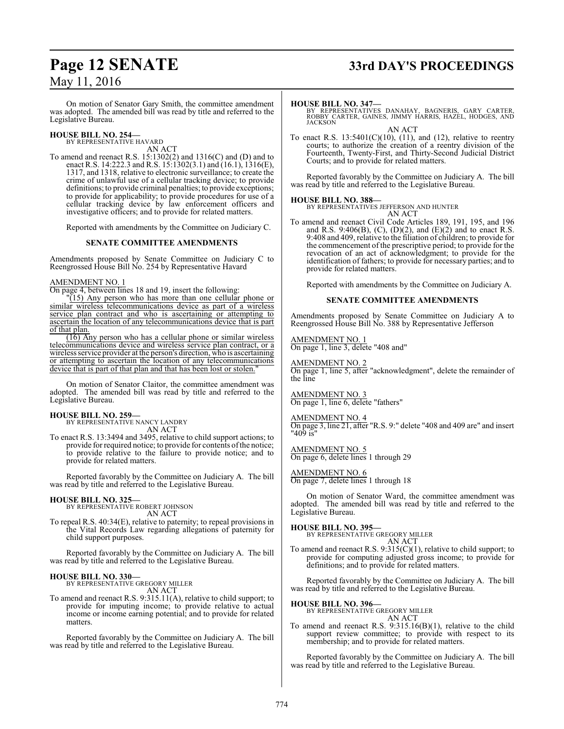On motion of Senator Gary Smith, the committee amendment was adopted. The amended bill was read by title and referred to the Legislative Bureau.

**HOUSE BILL NO. 254—**
BY REPRESENTATIVE HAVARD
AN ACT

To amend and reenact R.S. 15:1302(2) and 1316(C) and (D) and to enact R.S. 14:222.3 and R.S. 15:1302(3.1) and (16.1), 1316(E), 1317, and 1318, relative to electronic surveillance; to create the crime of unlawful use of a cellular tracking device; to provide definitions; to provide criminal penalties; to provide exceptions; to provide for applicability; to provide procedures for use of a cellular tracking device by law enforcement officers and investigative officers; and to provide for related matters.

Reported with amendments by the Committee on Judiciary C.

### SENATE COMMITTEE AMENDMENTS

Amendments proposed by Senate Committee on Judiciary C to Reengrossed House Bill No. 254 by Representative Havard

AMENDMENT NO. 1
On page 4, between lines 18 and 19, insert the following:

"(15) Any person who has more than one cellular phone or similar wireless telecommunications device as part of a wireless service plan contract and who is ascertaining or attempting to ascertain the location of any telecommunications device that is part of that plan.

(16) Any person who has a cellular phone or similar wireless telecommunications device and wireless service plan contract, or a wireless service provider at the person's direction, who is ascertaining or attempting to ascertain the location of any telecommunications device that is part of that plan and that has been lost or stolen."

On motion of Senator Claitor, the committee amendment was adopted. The amended bill was read by title and referred to the Legislative Bureau.

**HOUSE BILL NO. 259—**
BY REPRESENTATIVE NANCY LANDRY
AN ACT

To enact R.S. 13:3494 and 3495, relative to child support actions; to provide for required notice; to provide for contents of the notice; to provide relative to the failure to provide notice; and to provide for related matters.

Reported favorably by the Committee on Judiciary A. The bill was read by title and referred to the Legislative Bureau.

**HOUSE BILL NO. 325—**
BY REPRESENTATIVE ROBERT JOHNSON
AN ACT

To repeal R.S. 40:34(E), relative to paternity; to repeal provisions in the Vital Records Law regarding allegations of paternity for child support purposes.

Reported favorably by the Committee on Judiciary A. The bill was read by title and referred to the Legislative Bureau.

**HOUSE BILL NO. 330—**
BY REPRESENTATIVE GREGORY MILLER
AN ACT

To amend and reenact R.S. 9:315.11(A), relative to child support; to provide for imputing income; to provide relative to actual income or income earning potential; and to provide for related matters.

Reported favorably by the Committee on Judiciary A. The bill was read by title and referred to the Legislative Bureau.

**HOUSE BILL NO. 347—**
BY REPRESENTATIVES DANAHAY, BAGNERIS, GARY CARTER, ROBBY CARTER, GAINES, JIMMY HARRIS, HAZEL, HODGES, AND JACKSON
AN ACT

To enact R.S. 13:5401(C)(10), (11), and (12), relative to reentry courts; to authorize the creation of a reentry division of the Fourteenth, Twenty-First, and Thirty-Second Judicial District Courts; and to provide for related matters.

Reported favorably by the Committee on Judiciary A. The bill was read by title and referred to the Legislative Bureau.

**HOUSE BILL NO. 388—**
BY REPRESENTATIVES JEFFERSON AND HUNTER
AN ACT

To amend and reenact Civil Code Articles 189, 191, 195, and 196 and R.S. 9:406(B), (C), (D)(2), and (E)(2) and to enact R.S. 9:408 and 409, relative to the filiation of children; to provide for the commencement of the prescriptive period; to provide for the revocation of an act of acknowledgment; to provide for the identification of fathers; to provide for necessary parties; and to provide for related matters.

Reported with amendments by the Committee on Judiciary A.

### SENATE COMMITTEE AMENDMENTS

Amendments proposed by Senate Committee on Judiciary A to Reengrossed House Bill No. 388 by Representative Jefferson

AMENDMENT NO. 1
On page 1, line 3, delete "408 and"

AMENDMENT NO. 2
On page 1, line 5, after "acknowledgment", delete the remainder of the line

AMENDMENT NO. 3
On page 1, line 6, delete "fathers"

AMENDMENT NO. 4
On page 3, line 21, after "R.S. 9:" delete "408 and 409 are" and insert "409 is"

AMENDMENT NO. 5
On page 6, delete lines 1 through 29

AMENDMENT NO. 6
On page 7, delete lines 1 through 18

On motion of Senator Ward, the committee amendment was adopted. The amended bill was read by title and referred to the Legislative Bureau.

**HOUSE BILL NO. 395—**
BY REPRESENTATIVE GREGORY MILLER
AN ACT

To amend and reenact R.S. 9:315(C)(1), relative to child support; to provide for computing adjusted gross income; to provide for definitions; and to provide for related matters.

Reported favorably by the Committee on Judiciary A. The bill was read by title and referred to the Legislative Bureau.

**HOUSE BILL NO. 396—**
BY REPRESENTATIVE GREGORY MILLER
AN ACT

To amend and reenact R.S. 9:315.16(B)(1), relative to the child support review committee; to provide with respect to its membership; and to provide for related matters.

Reported favorably by the Committee on Judiciary A. The bill was read by title and referred to the Legislative Bureau.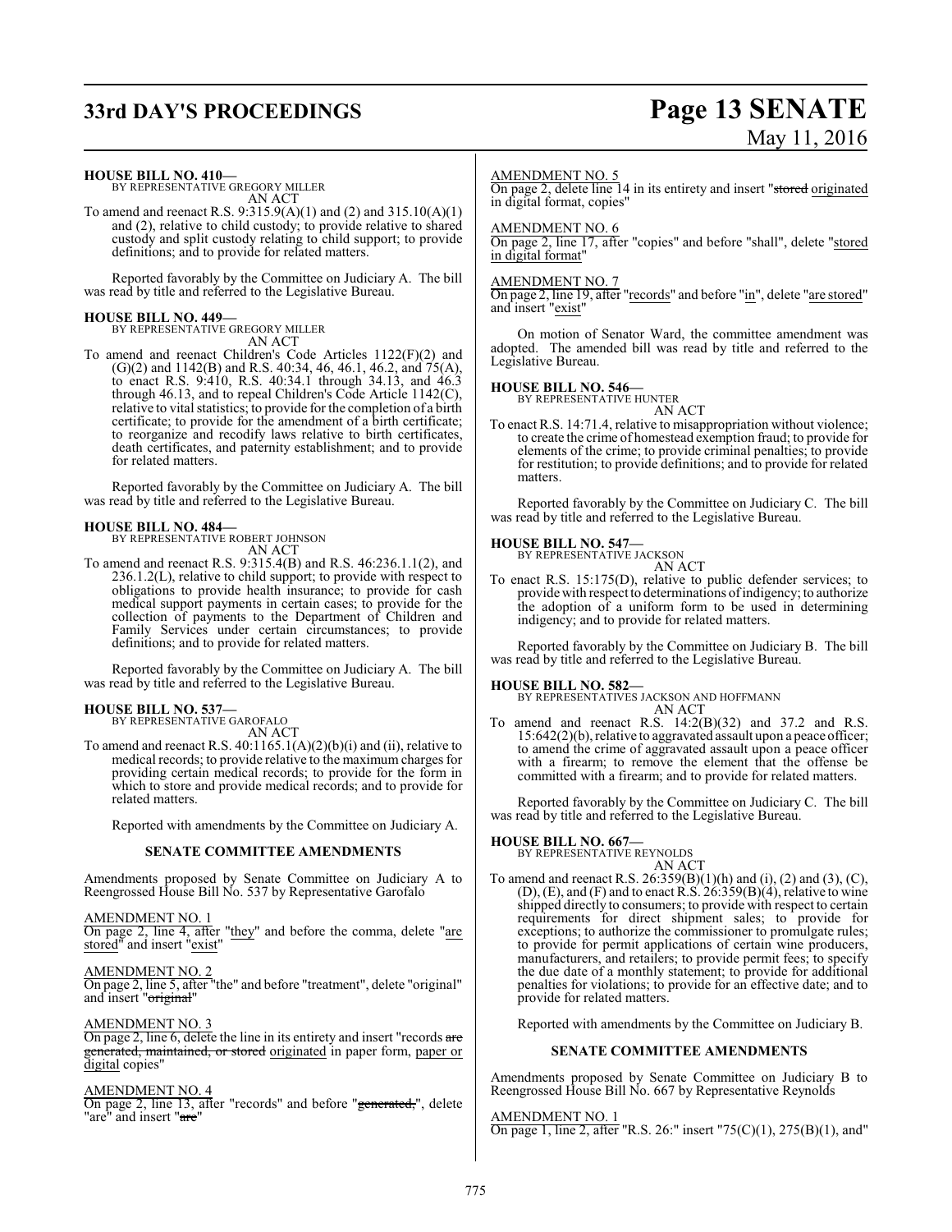**HOUSE BILL NO. 410—**
BY REPRESENTATIVE GREGORY MILLER
AN ACT

To amend and reenact R.S. 9:315.9(A)(1) and (2) and 315.10(A)(1) and (2), relative to child custody; to provide relative to shared custody and split custody relating to child support; to provide definitions; and to provide for related matters.

Reported favorably by the Committee on Judiciary A. The bill was read by title and referred to the Legislative Bureau.

**HOUSE BILL NO. 449—**
BY REPRESENTATIVE GREGORY MILLER
AN ACT

To amend and reenact Children's Code Articles 1122(F)(2) and (G)(2) and 1142(B) and R.S. 40:34, 46, 46.1, 46.2, and 75(A), to enact R.S. 9:410, R.S. 40:34.1 through 34.13, and 46.3 through 46.13, and to repeal Children's Code Article 1142(C), relative to vital statistics; to provide for the completion of a birth certificate; to provide for the amendment of a birth certificate; to reorganize and recodify laws relative to birth certificates, death certificates, and paternity establishment; and to provide for related matters.

Reported favorably by the Committee on Judiciary A. The bill was read by title and referred to the Legislative Bureau.

**HOUSE BILL NO. 484—**
BY REPRESENTATIVE ROBERT JOHNSON
AN ACT

To amend and reenact R.S. 9:315.4(B) and R.S. 46:236.1.1(2), and 236.1.2(L), relative to child support; to provide with respect to obligations to provide health insurance; to provide for cash medical support payments in certain cases; to provide for the collection of payments to the Department of Children and Family Services under certain circumstances; to provide definitions; and to provide for related matters.

Reported favorably by the Committee on Judiciary A. The bill was read by title and referred to the Legislative Bureau.

**HOUSE BILL NO. 537—**
BY REPRESENTATIVE GAROFALO
AN ACT

To amend and reenact R.S. 40:1165.1(A)(2)(b)(i) and (ii), relative to medical records; to provide relative to the maximum charges for providing certain medical records; to provide for the form in which to store and provide medical records; and to provide for related matters.

Reported with amendments by the Committee on Judiciary A.

**SENATE COMMITTEE AMENDMENTS**

Amendments proposed by Senate Committee on Judiciary A to Reengrossed House Bill No. 537 by Representative Garofalo

AMENDMENT NO. 1
On page 2, line 4, after "they" and before the comma, delete "are stored" and insert "exist"

AMENDMENT NO. 2
On page 2, line 5, after "the" and before "treatment", delete "original" and insert "~~original~~"

AMENDMENT NO. 3
On page 2, line 6, delete the line in its entirety and insert "records ~~are generated, maintained, or stored~~ originated in paper form, paper or digital copies"

AMENDMENT NO. 4
On page 2, line 13, after "records" and before "~~generated,~~", delete "are" and insert "~~are~~"

AMENDMENT NO. 5
On page 2, delete line 14 in its entirety and insert "~~stored~~ originated in digital format, copies"

AMENDMENT NO. 6
On page 2, line 17, after "copies" and before "shall", delete "stored in digital format"

AMENDMENT NO. 7
On page 2, line 19, after "records" and before "in", delete "are stored" and insert "exist"

On motion of Senator Ward, the committee amendment was adopted. The amended bill was read by title and referred to the Legislative Bureau.

**HOUSE BILL NO. 546—**
BY REPRESENTATIVE HUNTER
AN ACT

To enact R.S. 14:71.4, relative to misappropriation without violence; to create the crime of homestead exemption fraud; to provide for elements of the crime; to provide criminal penalties; to provide for restitution; to provide definitions; and to provide for related matters.

Reported favorably by the Committee on Judiciary C. The bill was read by title and referred to the Legislative Bureau.

**HOUSE BILL NO. 547—**
BY REPRESENTATIVE JACKSON
AN ACT

To enact R.S. 15:175(D), relative to public defender services; to provide with respect to determinations of indigency; to authorize the adoption of a uniform form to be used in determining indigency; and to provide for related matters.

Reported favorably by the Committee on Judiciary B. The bill was read by title and referred to the Legislative Bureau.

**HOUSE BILL NO. 582—**
BY REPRESENTATIVES JACKSON AND HOFFMANN
AN ACT

To amend and reenact R.S. 14:2(B)(32) and 37.2 and R.S. 15:642(2)(b), relative to aggravated assault upon a peace officer; to amend the crime of aggravated assault upon a peace officer with a firearm; to remove the element that the offense be committed with a firearm; and to provide for related matters.

Reported favorably by the Committee on Judiciary C. The bill was read by title and referred to the Legislative Bureau.

**HOUSE BILL NO. 667—**
BY REPRESENTATIVE REYNOLDS
AN ACT

To amend and reenact R.S. 26:359(B)(1)(h) and (i), (2) and (3), (C), (D), (E), and (F) and to enact R.S. 26:359(B)(4), relative to wine shipped directly to consumers; to provide with respect to certain requirements for direct shipment sales; to provide for exceptions; to authorize the commissioner to promulgate rules; to provide for permit applications of certain wine producers, manufacturers, and retailers; to provide permit fees; to specify the due date of a monthly statement; to provide for additional penalties for violations; to provide for an effective date; and to provide for related matters.

Reported with amendments by the Committee on Judiciary B.

**SENATE COMMITTEE AMENDMENTS**

Amendments proposed by Senate Committee on Judiciary B to Reengrossed House Bill No. 667 by Representative Reynolds

AMENDMENT NO. 1
On page 1, line 2, after "R.S. 26:" insert "75(C)(1), 275(B)(1), and"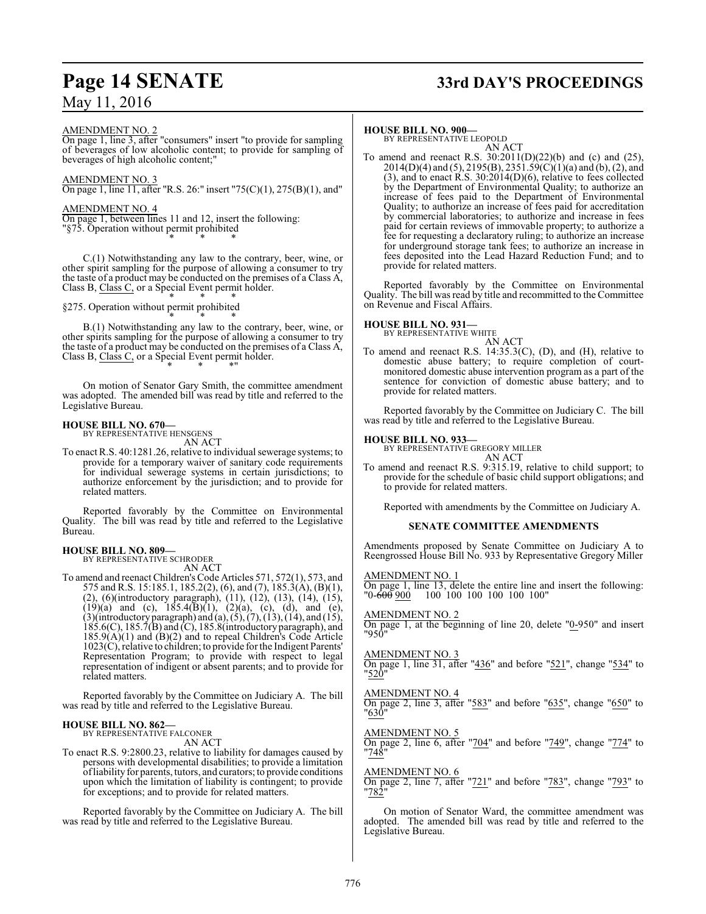AMENDMENT NO. 2

On page 1, line 3, after "consumers" insert "to provide for sampling of beverages of low alcoholic content; to provide for sampling of beverages of high alcoholic content;"

AMENDMENT NO. 3

On page 1, line 11, after "R.S. 26:" insert "75(C)(1), 275(B)(1), and"

AMENDMENT NO. 4

On page 1, between lines 11 and 12, insert the following:
"§75. Operation without permit prohibited

\* \* \*

C.(1) Notwithstanding any law to the contrary, beer, wine, or other spirit sampling for the purpose of allowing a consumer to try the taste of a product may be conducted on the premises of a Class A, Class B, Class C, or a Special Event permit holder.

\* \* \*

§275. Operation without permit prohibited

\* \* \*

B.(1) Notwithstanding any law to the contrary, beer, wine, or other spirits sampling for the purpose of allowing a consumer to try the taste of a product may be conducted on the premises of a Class A, Class B, Class C, or a Special Event permit holder.

\* \* \*"

On motion of Senator Gary Smith, the committee amendment was adopted. The amended bill was read by title and referred to the Legislative Bureau.

**HOUSE BILL NO. 670—**
BY REPRESENTATIVE HENSGENS
AN ACT

To enact R.S. 40:1281.26, relative to individual sewerage systems; to provide for a temporary waiver of sanitary code requirements for individual sewerage systems in certain jurisdictions; to authorize enforcement by the jurisdiction; and to provide for related matters.

Reported favorably by the Committee on Environmental Quality. The bill was read by title and referred to the Legislative Bureau.

**HOUSE BILL NO. 809—**
BY REPRESENTATIVE SCHRODER
AN ACT

To amend and reenact Children's Code Articles 571, 572(1), 573, and 575 and R.S. 15:185.1, 185.2(2), (6), and (7), 185.3(A), (B)(1), (2), (6)(introductory paragraph), (11), (12), (13), (14), (15), (19)(a) and (c), 185.4(B)(1), (2)(a), (c), (d), and (e), (3)(introductory paragraph) and (a), (5), (7), (13), (14), and (15), 185.6(C), 185.7(B) and (C), 185.8(introductory paragraph), and 185.9(A)(1) and (B)(2) and to repeal Children's Code Article 1023(C), relative to children; to provide for the Indigent Parents' Representation Program; to provide with respect to legal representation of indigent or absent parents; and to provide for related matters.

Reported favorably by the Committee on Judiciary A. The bill was read by title and referred to the Legislative Bureau.

**HOUSE BILL NO. 862—**
BY REPRESENTATIVE FALCONER
AN ACT

To enact R.S. 9:2800.23, relative to liability for damages caused by persons with developmental disabilities; to provide a limitation of liability for parents, tutors, and curators; to provide conditions upon which the limitation of liability is contingent; to provide for exceptions; and to provide for related matters.

Reported favorably by the Committee on Judiciary A. The bill was read by title and referred to the Legislative Bureau.

**HOUSE BILL NO. 900—**
BY REPRESENTATIVE LEOPOLD
AN ACT

To amend and reenact R.S. 30:2011(D)(22)(b) and (c) and (25), 2014(D)(4) and (5), 2195(B), 2351.59(C)(1)(a) and (b), (2), and (3), and to enact R.S. 30:2014(D)(6), relative to fees collected by the Department of Environmental Quality; to authorize an increase of fees paid to the Department of Environmental Quality; to authorize an increase of fees paid for accreditation by commercial laboratories; to authorize and increase in fees paid for certain reviews of immovable property; to authorize a fee for requesting a declaratory ruling; to authorize an increase for underground storage tank fees; to authorize an increase in fees deposited into the Lead Hazard Reduction Fund; and to provide for related matters.

Reported favorably by the Committee on Environmental Quality. The bill was read by title and recommitted to the Committee on Revenue and Fiscal Affairs.

**HOUSE BILL NO. 931—**
BY REPRESENTATIVE WHITE
AN ACT

To amend and reenact R.S. 14:35.3(C), (D), and (H), relative to domestic abuse battery; to require completion of court-monitored domestic abuse intervention program as a part of the sentence for conviction of domestic abuse battery; and to provide for related matters.

Reported favorably by the Committee on Judiciary C. The bill was read by title and referred to the Legislative Bureau.

**HOUSE BILL NO. 933—**
BY REPRESENTATIVE GREGORY MILLER
AN ACT

To amend and reenact R.S. 9:315.19, relative to child support; to provide for the schedule of basic child support obligations; and to provide for related matters.

Reported with amendments by the Committee on Judiciary A.

## SENATE COMMITTEE AMENDMENTS

Amendments proposed by Senate Committee on Judiciary A to Reengrossed House Bill No. 933 by Representative Gregory Miller

AMENDMENT NO. 1

On page 1, line 13, delete the entire line and insert the following:
"0-~~600~~ 900 100 100 100 100 100 100"

AMENDMENT NO. 2

On page 1, at the beginning of line 20, delete "0-950" and insert "950"

AMENDMENT NO. 3

On page 1, line 31, after "436" and before "521", change "534" to "520"

AMENDMENT NO. 4

On page 2, line 3, after "583" and before "635", change "650" to "630"

AMENDMENT NO. 5

On page 2, line 6, after "704" and before "749", change "774" to "748"

AMENDMENT NO. 6

On page 2, line 7, after "721" and before "783", change "793" to "782"

On motion of Senator Ward, the committee amendment was adopted. The amended bill was read by title and referred to the Legislative Bureau.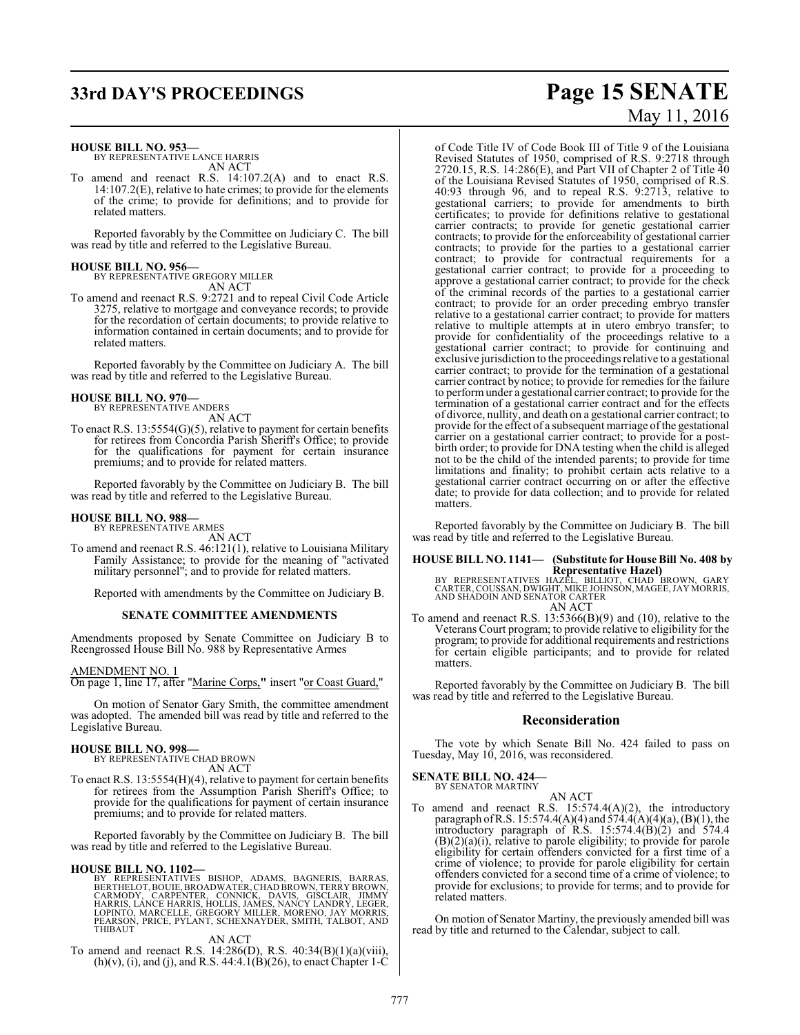**HOUSE BILL NO. 953—**
BY REPRESENTATIVE LANCE HARRIS
AN ACT

To amend and reenact R.S. 14:107.2(A) and to enact R.S. 14:107.2(E), relative to hate crimes; to provide for the elements of the crime; to provide for definitions; and to provide for related matters.

Reported favorably by the Committee on Judiciary C. The bill was read by title and referred to the Legislative Bureau.

**HOUSE BILL NO. 956—**
BY REPRESENTATIVE GREGORY MILLER
AN ACT

To amend and reenact R.S. 9:2721 and to repeal Civil Code Article 3275, relative to mortgage and conveyance records; to provide for the recordation of certain documents; to provide relative to information contained in certain documents; and to provide for related matters.

Reported favorably by the Committee on Judiciary A. The bill was read by title and referred to the Legislative Bureau.

**HOUSE BILL NO. 970—**
BY REPRESENTATIVE ANDERS
AN ACT

To enact R.S. 13:5554(G)(5), relative to payment for certain benefits for retirees from Concordia Parish Sheriff's Office; to provide for the qualifications for payment for certain insurance premiums; and to provide for related matters.

Reported favorably by the Committee on Judiciary B. The bill was read by title and referred to the Legislative Bureau.

**HOUSE BILL NO. 988—**
BY REPRESENTATIVE ARMES
AN ACT

To amend and reenact R.S. 46:121(1), relative to Louisiana Military Family Assistance; to provide for the meaning of "activated military personnel"; and to provide for related matters.

Reported with amendments by the Committee on Judiciary B.

**SENATE COMMITTEE AMENDMENTS**

Amendments proposed by Senate Committee on Judiciary B to Reengrossed House Bill No. 988 by Representative Armes

AMENDMENT NO. 1
On page 1, line 17, after "Marine Corps," insert "or Coast Guard,"

On motion of Senator Gary Smith, the committee amendment was adopted. The amended bill was read by title and referred to the Legislative Bureau.

**HOUSE BILL NO. 998—**
BY REPRESENTATIVE CHAD BROWN
AN ACT

To enact R.S. 13:5554(H)(4), relative to payment for certain benefits for retirees from the Assumption Parish Sheriff's Office; to provide for the qualifications for payment of certain insurance premiums; and to provide for related matters.

Reported favorably by the Committee on Judiciary B. The bill was read by title and referred to the Legislative Bureau.

**HOUSE BILL NO. 1102—**
BY REPRESENTATIVES BISHOP, ADAMS, BAGNERIS, BARRAS, BERTHELOT, BOUIE, BROADWATER, CHAD BROWN, TERRY BROWN, CARMODY, CARPENTER, CONNICK, DAVIS, GISCLAIR, JIMMY HARRIS, LANCE HARRIS, HOLLIS, JAMES, NANCY LANDRY, LEGER, LOPINTO, MARCELLE, GREGORY MILLER, MORENO, JAY MORRIS, PEARSON, PRICE, PYLANT, SCHEXNAYDER, SMITH, TALBOT, AND THIBAUT
AN ACT

To amend and reenact R.S. 14:286(D), R.S. 40:34(B)(1)(a)(viii), (h)(v), (i), and (j), and R.S. 44:4.1(B)(26), to enact Chapter 1-C of Code Title IV of Code Book III of Title 9 of the Louisiana Revised Statutes of 1950, comprised of R.S. 9:2718 through 2720.15, R.S. 14:286(E), and Part VII of Chapter 2 of Title 40 of the Louisiana Revised Statutes of 1950, comprised of R.S. 40:93 through 96, and to repeal R.S. 9:2713, relative to gestational carriers; to provide for amendments to birth certificates; to provide for definitions relative to gestational carrier contracts; to provide for genetic gestational carrier contracts; to provide for the enforceability of gestational carrier contracts; to provide for the parties to a gestational carrier contract; to provide for contractual requirements for a gestational carrier contract; to provide for a proceeding to approve a gestational carrier contract; to provide for the check of the criminal records of the parties to a gestational carrier contract; to provide for an order preceding embryo transfer relative to a gestational carrier contract; to provide for matters relative to multiple attempts at in utero embryo transfer; to provide for confidentiality of the proceedings relative to a gestational carrier contract; to provide for continuing and exclusive jurisdiction to the proceedings relative to a gestational carrier contract; to provide for the termination of a gestational carrier contract by notice; to provide for remedies for the failure to perform under a gestational carrier contract; to provide for the termination of a gestational carrier contract and for the effects of divorce, nullity, and death on a gestational carrier contract; to provide for the effect of a subsequent marriage of the gestational carrier on a gestational carrier contract; to provide for a post-birth order; to provide for DNA testing when the child is alleged not to be the child of the intended parents; to provide for time limitations and finality; to prohibit certain acts relative to a gestational carrier contract occurring on or after the effective date; to provide for data collection; and to provide for related matters.

Reported favorably by the Committee on Judiciary B. The bill was read by title and referred to the Legislative Bureau.

**HOUSE BILL NO. 1141— (Substitute for House Bill No. 408 by Representative Hazel)**
BY REPRESENTATIVES HAZEL, BILLIOT, CHAD BROWN, GARY CARTER, COUSSAN, DWIGHT, MIKE JOHNSON, MAGEE, JAY MORRIS, AND SHADOIN AND SENATOR CARTER
AN ACT

To amend and reenact R.S. 13:5366(B)(9) and (10), relative to the Veterans Court program; to provide relative to eligibility for the program; to provide for additional requirements and restrictions for certain eligible participants; and to provide for related matters.

Reported favorably by the Committee on Judiciary B. The bill was read by title and referred to the Legislative Bureau.

## Reconsideration

The vote by which Senate Bill No. 424 failed to pass on Tuesday, May 10, 2016, was reconsidered.

**SENATE BILL NO. 424—**
BY SENATOR MARTINY
AN ACT

To amend and reenact R.S. 15:574.4(A)(2), the introductory paragraph of R.S. 15:574.4(A)(4) and 574.4(A)(4)(a), (B)(1), the introductory paragraph of R.S. 15:574.4(B)(2) and 574.4 (B)(2)(a)(i), relative to parole eligibility; to provide for parole eligibility for certain offenders convicted for a first time of a crime of violence; to provide for parole eligibility for certain offenders convicted for a second time of a crime of violence; to provide for exclusions; to provide for terms; and to provide for related matters.

On motion of Senator Martiny, the previously amended bill was read by title and returned to the Calendar, subject to call.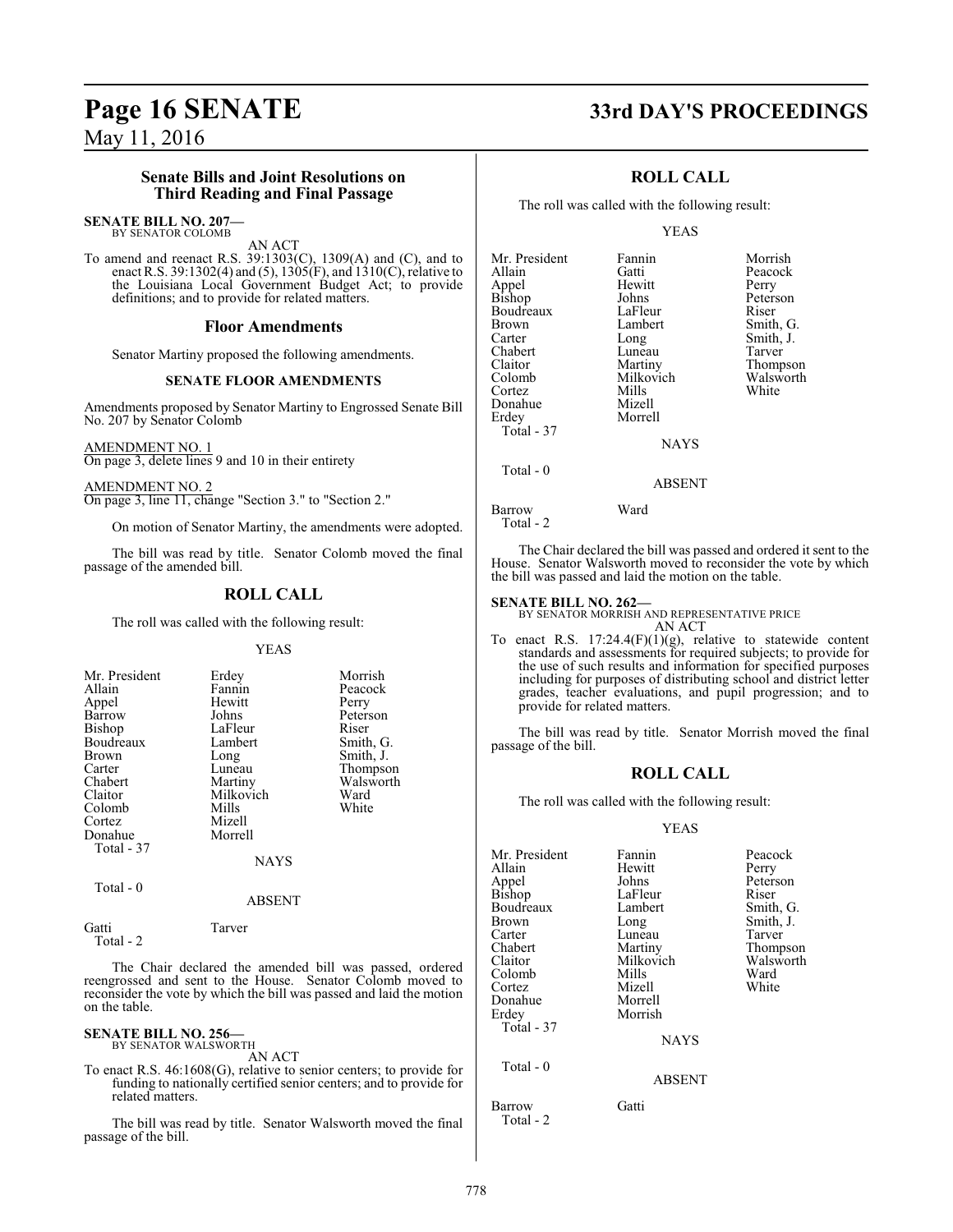## Senate Bills and Joint Resolutions on Third Reading and Final Passage

**SENATE BILL NO. 207—**
BY SENATOR COLOMB

AN ACT

To amend and reenact R.S. 39:1303(C), 1309(A) and (C), and to enact R.S. 39:1302(4) and (5), 1305(F), and 1310(C), relative to the Louisiana Local Government Budget Act; to provide definitions; and to provide for related matters.

### Floor Amendments

Senator Martiny proposed the following amendments.

#### SENATE FLOOR AMENDMENTS

Amendments proposed by Senator Martiny to Engrossed Senate Bill No. 207 by Senator Colomb

AMENDMENT NO. 1
On page 3, delete lines 9 and 10 in their entirety

AMENDMENT NO. 2
On page 3, line 11, change "Section 3." to "Section 2."

On motion of Senator Martiny, the amendments were adopted.

The bill was read by title. Senator Colomb moved the final passage of the amended bill.

### ROLL CALL

The roll was called with the following result:

YEAS

| | | |
|---|---|---|
| Mr. President | Erdey | Morrish |
| Allain | Fannin | Peacock |
| Appel | Hewitt | Perry |
| Barrow | Johns | Peterson |
| Bishop | LaFleur | Riser |
| Boudreaux | Lambert | Smith, G. |
| Brown | Long | Smith, J. |
| Carter | Luneau | Thompson |
| Chabert | Martiny | Walsworth |
| Claitor | Milkovich | Ward |
| Colomb | Mills | White |
| Cortez | Mizell | |
| Donahue | Morrell | |

Total - 37

NAYS

Total - 0

ABSENT

| | |
|---|---|
| Gatti | Tarver |

Total - 2

The Chair declared the amended bill was passed, ordered reengrossed and sent to the House. Senator Colomb moved to reconsider the vote by which the bill was passed and laid the motion on the table.

**SENATE BILL NO. 256—**
BY SENATOR WALSWORTH

AN ACT

To enact R.S. 46:1608(G), relative to senior centers; to provide for funding to nationally certified senior centers; and to provide for related matters.

The bill was read by title. Senator Walsworth moved the final passage of the bill.

### ROLL CALL

The roll was called with the following result:

YEAS

| | | |
|---|---|---|
| Mr. President | Fannin | Morrish |
| Allain | Gatti | Peacock |
| Appel | Hewitt | Perry |
| Bishop | Johns | Peterson |
| Boudreaux | LaFleur | Riser |
| Brown | Lambert | Smith, G. |
| Carter | Long | Smith, J. |
| Chabert | Luneau | Tarver |
| Claitor | Martiny | Thompson |
| Colomb | Milkovich | Walsworth |
| Cortez | Mills | White |
| Donahue | Mizell | |
| Erdey | Morrell | |

Total - 37

NAYS

Total - 0

ABSENT

| | |
|---|---|
| Barrow | Ward |

Total - 2

The Chair declared the bill was passed and ordered it sent to the House. Senator Walsworth moved to reconsider the vote by which the bill was passed and laid the motion on the table.

**SENATE BILL NO. 262—**
BY SENATOR MORRISH AND REPRESENTATIVE PRICE

AN ACT

To enact R.S. 17:24.4(F)(1)(g), relative to statewide content standards and assessments for required subjects; to provide for the use of such results and information for specified purposes including for purposes of distributing school and district letter grades, teacher evaluations, and pupil progression; and to provide for related matters.

The bill was read by title. Senator Morrish moved the final passage of the bill.

### ROLL CALL

The roll was called with the following result:

YEAS

| | | |
|---|---|---|
| Mr. President | Fannin | Peacock |
| Allain | Hewitt | Perry |
| Appel | Johns | Peterson |
| Bishop | LaFleur | Riser |
| Boudreaux | Lambert | Smith, G. |
| Brown | Long | Smith, J. |
| Carter | Luneau | Tarver |
| Chabert | Martiny | Thompson |
| Claitor | Milkovich | Walsworth |
| Colomb | Mills | Ward |
| Cortez | Mizell | White |
| Donahue | Morrell | |
| Erdey | Morrish | |

Total - 37

NAYS

Total - 0

ABSENT

| | |
|---|---|
| Barrow | Gatti |

Total - 2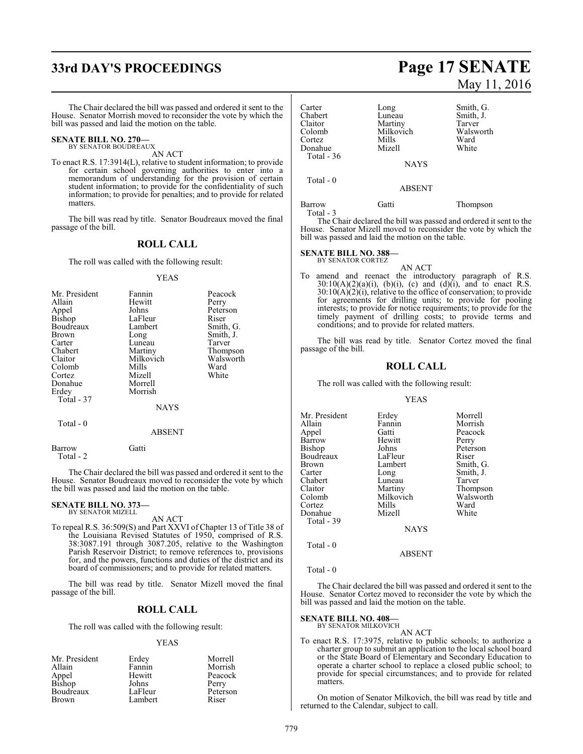The Chair declared the bill was passed and ordered it sent to the House. Senator Morrish moved to reconsider the vote by which the bill was passed and laid the motion on the table.

**SENATE BILL NO. 270—**
BY SENATOR BOUDREAUX

AN ACT

To enact R.S. 17:3914(L), relative to student information; to provide for certain school governing authorities to enter into a memorandum of understanding for the provision of certain student information; to provide for the confidentiality of such information; to provide for penalties; and to provide for related matters.

The bill was read by title. Senator Boudreaux moved the final passage of the bill.

## ROLL CALL

The roll was called with the following result:

YEAS

| | | |
|---|---|---|
| Mr. President | Fannin | Peacock |
| Allain | Hewitt | Perry |
| Appel | Johns | Peterson |
| Bishop | LaFleur | Riser |
| Boudreaux | Lambert | Smith, G. |
| Brown | Long | Smith, J. |
| Carter | Luneau | Tarver |
| Chabert | Martiny | Thompson |
| Claitor | Milkovich | Walsworth |
| Colomb | Mills | Ward |
| Cortez | Mizell | White |
| Donahue | Morrell | |
| Erdey | Morrish | |

Total - 37

NAYS

Total - 0

ABSENT

| | |
|---|---|
| Barrow | Gatti |

Total - 2

The Chair declared the bill was passed and ordered it sent to the House. Senator Boudreaux moved to reconsider the vote by which the bill was passed and laid the motion on the table.

**SENATE BILL NO. 373—**
BY SENATOR MIZELL

AN ACT

To repeal R.S. 36:509(S) and Part XXVI of Chapter 13 of Title 38 of the Louisiana Revised Statutes of 1950, comprised of R.S. 38:3087.191 through 3087.205, relative to the Washington Parish Reservoir District; to remove references to, provisions for, and the powers, functions and duties of the district and its board of commissioners; and to provide for related matters.

The bill was read by title. Senator Mizell moved the final passage of the bill.

## ROLL CALL

The roll was called with the following result:

YEAS

| | | |
|---|---|---|
| Mr. President | Erdey | Morrell |
| Allain | Fannin | Morrish |
| Appel | Hewitt | Peacock |
| Bishop | Johns | Perry |
| Boudreaux | LaFleur | Peterson |
| Brown | Lambert | Riser |
| Carter | Long | Smith, G. |
| Chabert | Luneau | Smith, J. |
| Claitor | Martiny | Tarver |
| Colomb | Milkovich | Walsworth |
| Cortez | Mills | Ward |
| Donahue | Mizell | White |

Total - 36

NAYS

Total - 0

ABSENT

| | | |
|---|---|---|
| Barrow | Gatti | Thompson |

Total - 3

The Chair declared the bill was passed and ordered it sent to the House. Senator Mizell moved to reconsider the vote by which the bill was passed and laid the motion on the table.

**SENATE BILL NO. 388—**
BY SENATOR CORTEZ

AN ACT

To amend and reenact the introductory paragraph of R.S. 30:10(A)(2)(a)(i), (b)(i), (c) and (d)(i), and to enact R.S. 30:10(A)(2)(i), relative to the office of conservation; to provide for agreements for drilling units; to provide for pooling interests; to provide for notice requirements; to provide for the timely payment of drilling costs; to provide terms and conditions; and to provide for related matters.

The bill was read by title. Senator Cortez moved the final passage of the bill.

## ROLL CALL

The roll was called with the following result:

YEAS

| | | |
|---|---|---|
| Mr. President | Erdey | Morrell |
| Allain | Fannin | Morrish |
| Appel | Gatti | Peacock |
| Barrow | Hewitt | Perry |
| Bishop | Johns | Peterson |
| Boudreaux | LaFleur | Riser |
| Brown | Lambert | Smith, G. |
| Carter | Long | Smith, J. |
| Chabert | Luneau | Tarver |
| Claitor | Martiny | Thompson |
| Colomb | Milkovich | Walsworth |
| Cortez | Mills | Ward |
| Donahue | Mizell | White |

Total - 39

NAYS

Total - 0

ABSENT

Total - 0

The Chair declared the bill was passed and ordered it sent to the House. Senator Cortez moved to reconsider the vote by which the bill was passed and laid the motion on the table.

**SENATE BILL NO. 408—**
BY SENATOR MILKOVICH

AN ACT

To enact R.S. 17:3975, relative to public schools; to authorize a charter group to submit an application to the local school board or the State Board of Elementary and Secondary Education to operate a charter school to replace a closed public school; to provide for special circumstances; and to provide for related matters.

On motion of Senator Milkovich, the bill was read by title and returned to the Calendar, subject to call.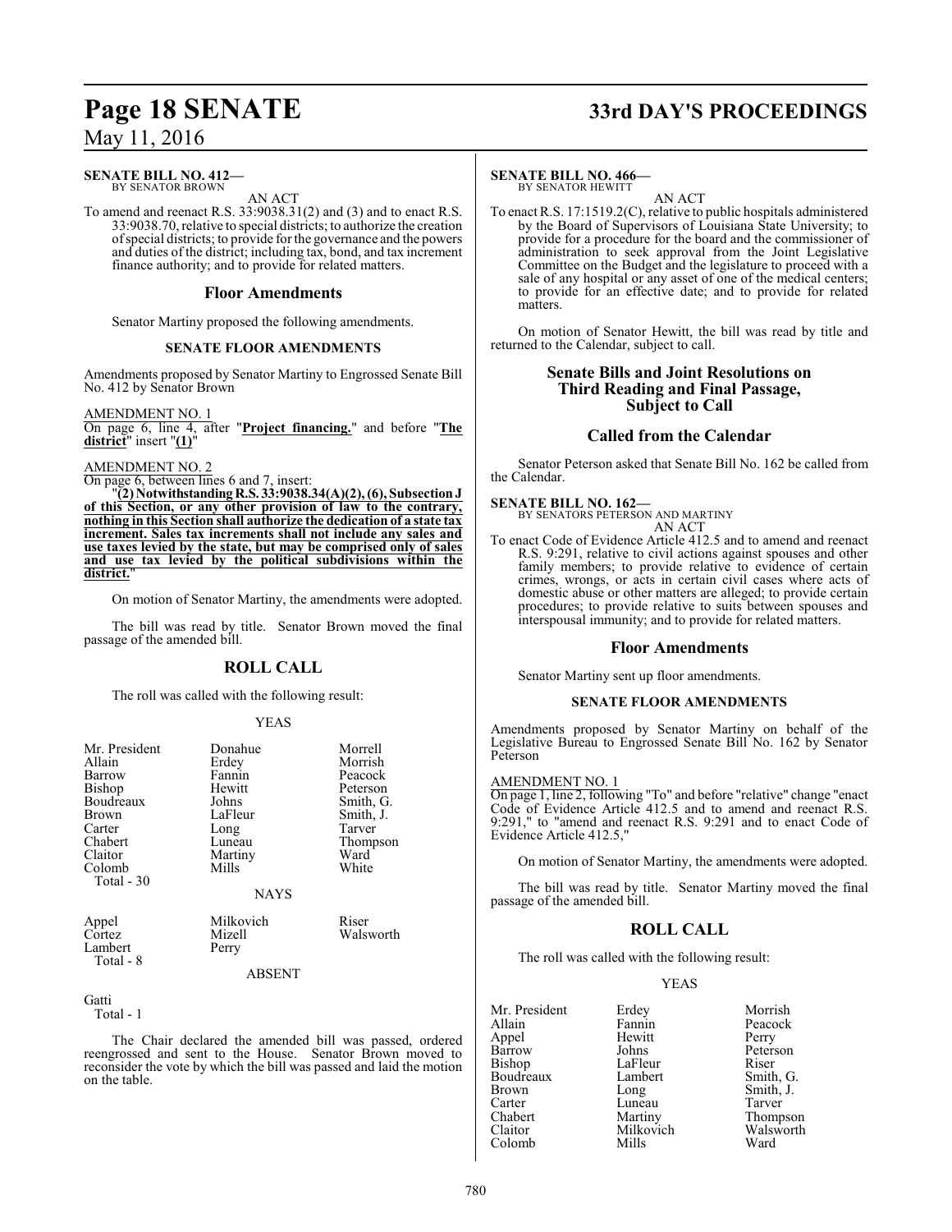**SENATE BILL NO. 412—**
BY SENATOR BROWN

AN ACT

To amend and reenact R.S. 33:9038.31(2) and (3) and to enact R.S. 33:9038.70, relative to special districts; to authorize the creation of special districts; to provide for the governance and the powers and duties of the district; including tax, bond, and tax increment finance authority; and to provide for related matters.

## Floor Amendments

Senator Martiny proposed the following amendments.

### SENATE FLOOR AMENDMENTS

Amendments proposed by Senator Martiny to Engrossed Senate Bill No. 412 by Senator Brown

AMENDMENT NO. 1
On page 6, line 4, after "**Project financing.**" and before "**The district**" insert "**(1)**"

AMENDMENT NO. 2
On page 6, between lines 6 and 7, insert:

"**(2) Notwithstanding R.S. 33:9038.34(A)(2), (6), Subsection J of this Section, or any other provision of law to the contrary, nothing in this Section shall authorize the dedication of a state tax increment. Sales tax increments shall not include any sales and use taxes levied by the state, but may be comprised only of sales and use tax levied by the political subdivisions within the district.**"

On motion of Senator Martiny, the amendments were adopted.

The bill was read by title. Senator Brown moved the final passage of the amended bill.

## ROLL CALL

The roll was called with the following result:

YEAS

| | | |
|---|---|---|
| Mr. President | Donahue | Morrell |
| Allain | Erdey | Morrish |
| Barrow | Fannin | Peacock |
| Bishop | Hewitt | Peterson |
| Boudreaux | Johns | Smith, G. |
| Brown | LaFleur | Smith, J. |
| Carter | Long | Tarver |
| Chabert | Luneau | Thompson |
| Claitor | Martiny | Ward |
| Colomb | Mills | White |

Total - 30

NAYS

| | | |
|---|---|---|
| Appel | Milkovich | Riser |
| Cortez | Mizell | Walsworth |
| Lambert | Perry | |

Total - 8

ABSENT

Gatti

Total - 1

The Chair declared the amended bill was passed, ordered reengrossed and sent to the House. Senator Brown moved to reconsider the vote by which the bill was passed and laid the motion on the table.

**SENATE BILL NO. 466—**
BY SENATOR HEWITT

AN ACT

To enact R.S. 17:1519.2(C), relative to public hospitals administered by the Board of Supervisors of Louisiana State University; to provide for a procedure for the board and the commissioner of administration to seek approval from the Joint Legislative Committee on the Budget and the legislature to proceed with a sale of any hospital or any asset of one of the medical centers; to provide for an effective date; and to provide for related matters.

On motion of Senator Hewitt, the bill was read by title and returned to the Calendar, subject to call.

## Senate Bills and Joint Resolutions on Third Reading and Final Passage, Subject to Call

## Called from the Calendar

Senator Peterson asked that Senate Bill No. 162 be called from the Calendar.

**SENATE BILL NO. 162—**
BY SENATORS PETERSON AND MARTINY

AN ACT

To enact Code of Evidence Article 412.5 and to amend and reenact R.S. 9:291, relative to civil actions against spouses and other family members; to provide relative to evidence of certain crimes, wrongs, or acts in certain civil cases where acts of domestic abuse or other matters are alleged; to provide certain procedures; to provide relative to suits between spouses and interspousal immunity; and to provide for related matters.

## Floor Amendments

Senator Martiny sent up floor amendments.

### SENATE FLOOR AMENDMENTS

Amendments proposed by Senator Martiny on behalf of the Legislative Bureau to Engrossed Senate Bill No. 162 by Senator Peterson

AMENDMENT NO. 1
On page 1, line 2, following "To" and before "relative" change "enact Code of Evidence Article 412.5 and to amend and reenact R.S. 9:291," to "amend and reenact R.S. 9:291 and to enact Code of Evidence Article 412.5,"

On motion of Senator Martiny, the amendments were adopted.

The bill was read by title. Senator Martiny moved the final passage of the amended bill.

## ROLL CALL

The roll was called with the following result:

YEAS

| | | |
|---|---|---|
| Mr. President | Erdey | Morrish |
| Allain | Fannin | Peacock |
| Appel | Hewitt | Perry |
| Barrow | Johns | Peterson |
| Bishop | LaFleur | Riser |
| Boudreaux | Lambert | Smith, G. |
| Brown | Long | Smith, J. |
| Carter | Luneau | Tarver |
| Chabert | Martiny | Thompson |
| Claitor | Milkovich | Walsworth |
| Colomb | Mills | Ward |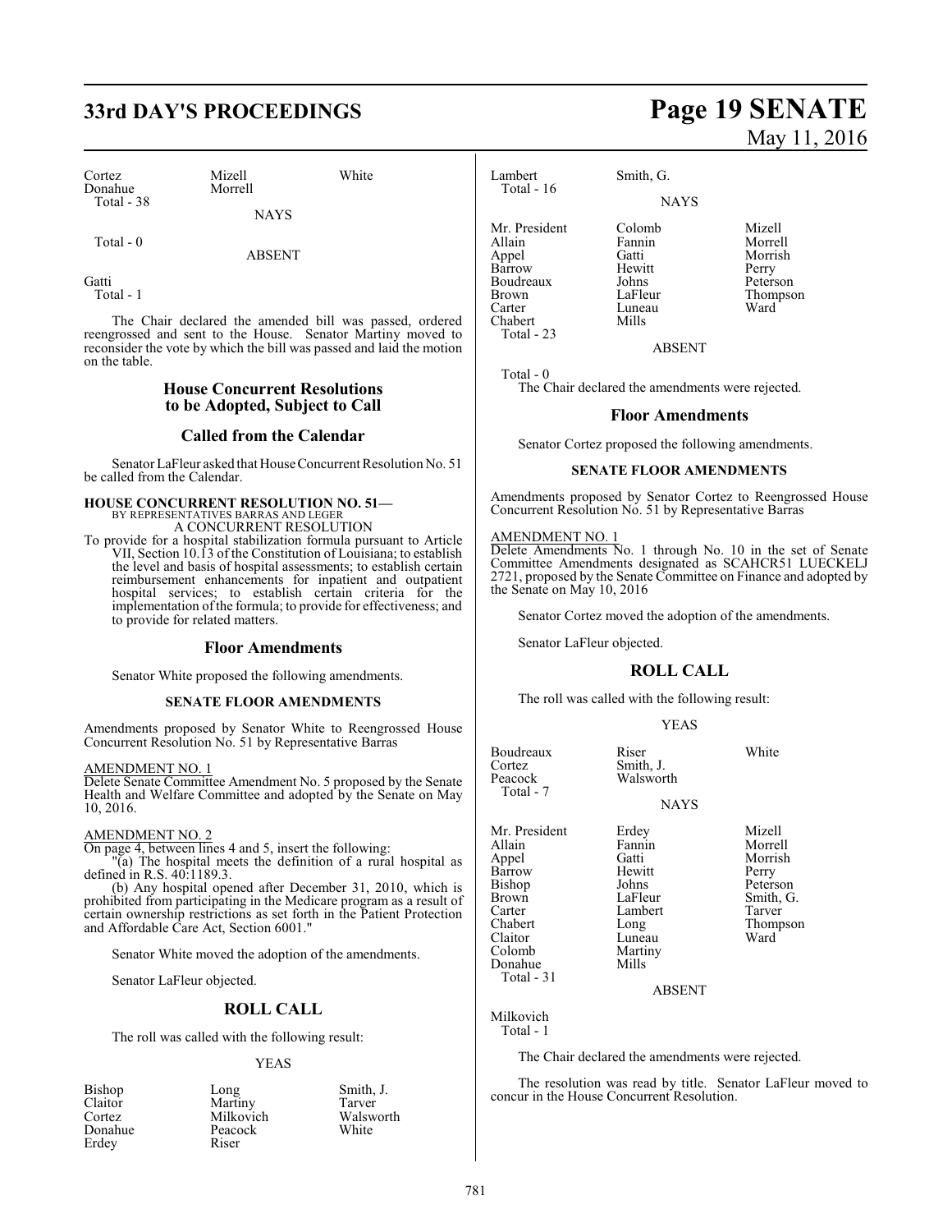| Cortez | Mizell | White |
|---|---|---|
| Donahue | Morrell | |
| Total - 38 | | |

NAYS

Total - 0

ABSENT

Gatti
Total - 1

The Chair declared the amended bill was passed, ordered reengrossed and sent to the House. Senator Martiny moved to reconsider the vote by which the bill was passed and laid the motion on the table.

## House Concurrent Resolutions to be Adopted, Subject to Call

## Called from the Calendar

Senator LaFleur asked that House Concurrent Resolution No. 51 be called from the Calendar.

**HOUSE CONCURRENT RESOLUTION NO. 51—**
BY REPRESENTATIVES BARRAS AND LEGER
A CONCURRENT RESOLUTION

To provide for a hospital stabilization formula pursuant to Article VII, Section 10.13 of the Constitution of Louisiana; to establish the level and basis of hospital assessments; to establish certain reimbursement enhancements for inpatient and outpatient hospital services; to establish certain criteria for the implementation of the formula; to provide for effectiveness; and to provide for related matters.

## Floor Amendments

Senator White proposed the following amendments.

### SENATE FLOOR AMENDMENTS

Amendments proposed by Senator White to Reengrossed House Concurrent Resolution No. 51 by Representative Barras

AMENDMENT NO. 1
Delete Senate Committee Amendment No. 5 proposed by the Senate Health and Welfare Committee and adopted by the Senate on May 10, 2016.

AMENDMENT NO. 2
On page 4, between lines 4 and 5, insert the following:

"(a) The hospital meets the definition of a rural hospital as defined in R.S. 40:1189.3.

(b) Any hospital opened after December 31, 2010, which is prohibited from participating in the Medicare program as a result of certain ownership restrictions as set forth in the Patient Protection and Affordable Care Act, Section 6001."

Senator White moved the adoption of the amendments.

Senator LaFleur objected.

## ROLL CALL

The roll was called with the following result:

YEAS

| Bishop | Long | Smith, J. |
|---|---|---|
| Claitor | Martiny | Tarver |
| Cortez | Milkovich | Walsworth |
| Donahue | Peacock | White |
| Erdey | Riser | |
| Lambert | Smith, G. | |
| Total - 16 | | |

NAYS

| Mr. President | Colomb | Mizell |
|---|---|---|
| Allain | Fannin | Morrell |
| Appel | Gatti | Morrish |
| Barrow | Hewitt | Perry |
| Boudreaux | Johns | Peterson |
| Brown | LaFleur | Thompson |
| Carter | Luneau | Ward |
| Chabert | Mills | |
| Total - 23 | | |

ABSENT

Total - 0

The Chair declared the amendments were rejected.

## Floor Amendments

Senator Cortez proposed the following amendments.

### SENATE FLOOR AMENDMENTS

Amendments proposed by Senator Cortez to Reengrossed House Concurrent Resolution No. 51 by Representative Barras

AMENDMENT NO. 1
Delete Amendments No. 1 through No. 10 in the set of Senate Committee Amendments designated as SCAHCR51 LUECKELJ 2721, proposed by the Senate Committee on Finance and adopted by the Senate on May 10, 2016

Senator Cortez moved the adoption of the amendments.

Senator LaFleur objected.

## ROLL CALL

The roll was called with the following result:

YEAS

| Boudreaux | Riser | White |
|---|---|---|
| Cortez | Smith, J. | |
| Peacock | Walsworth | |
| Total - 7 | | |

NAYS

| Mr. President | Erdey | Mizell |
|---|---|---|
| Allain | Fannin | Morrell |
| Appel | Gatti | Morrish |
| Barrow | Hewitt | Perry |
| Bishop | Johns | Peterson |
| Brown | LaFleur | Smith, G. |
| Carter | Lambert | Tarver |
| Chabert | Long | Thompson |
| Claitor | Luneau | Ward |
| Colomb | Martiny | |
| Donahue | Mills | |
| Total - 31 | | |

ABSENT

Milkovich
Total - 1

The Chair declared the amendments were rejected.

The resolution was read by title. Senator LaFleur moved to concur in the House Concurrent Resolution.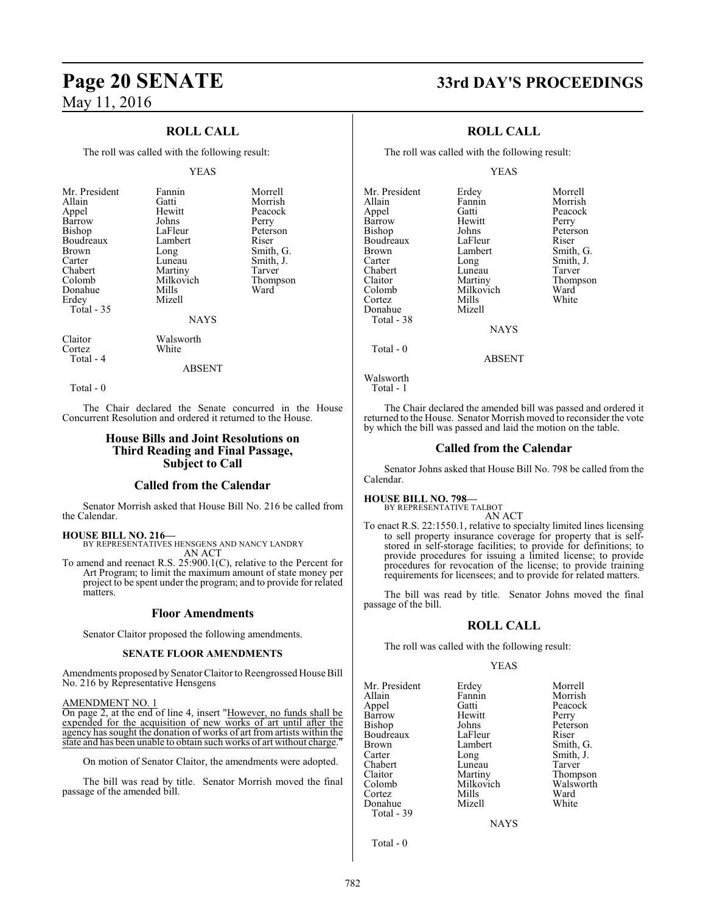## ROLL CALL

The roll was called with the following result:

YEAS

| | | |
|---|---|---|
| Mr. President | Fannin | Morrell |
| Allain | Gatti | Morrish |
| Appel | Hewitt | Peacock |
| Barrow | Johns | Perry |
| Bishop | LaFleur | Peterson |
| Boudreaux | Lambert | Riser |
| Brown | Long | Smith, G. |
| Carter | Luneau | Smith, J. |
| Chabert | Martiny | Tarver |
| Colomb | Milkovich | Thompson |
| Donahue | Mills | Ward |
| Erdey | Mizell | |

Total - 35

NAYS

| | |
|---|---|
| Claitor | Walsworth |
| Cortez | White |

Total - 4

ABSENT

Total - 0

The Chair declared the Senate concurred in the House Concurrent Resolution and ordered it returned to the House.

## House Bills and Joint Resolutions on Third Reading and Final Passage, Subject to Call

## Called from the Calendar

Senator Morrish asked that House Bill No. 216 be called from the Calendar.

**HOUSE BILL NO. 216—**
BY REPRESENTATIVES HENSGENS AND NANCY LANDRY
AN ACT

To amend and reenact R.S. 25:900.1(C), relative to the Percent for Art Program; to limit the maximum amount of state money per project to be spent under the program; and to provide for related matters.

## Floor Amendments

Senator Claitor proposed the following amendments.

**SENATE FLOOR AMENDMENTS**

Amendments proposed by Senator Claitor to Reengrossed House Bill No. 216 by Representative Hensgens

AMENDMENT NO. 1
On page 2, at the end of line 4, insert "However, no funds shall be expended for the acquisition of new works of art until after the agency has sought the donation of works of art from artists within the state and has been unable to obtain such works of art without charge."

On motion of Senator Claitor, the amendments were adopted.

The bill was read by title. Senator Morrish moved the final passage of the amended bill.

## ROLL CALL

The roll was called with the following result:

YEAS

| | | |
|---|---|---|
| Mr. President | Erdey | Morrell |
| Allain | Fannin | Morrish |
| Appel | Gatti | Peacock |
| Barrow | Hewitt | Perry |
| Bishop | Johns | Peterson |
| Boudreaux | LaFleur | Riser |
| Brown | Lambert | Smith, G. |
| Carter | Long | Smith, J. |
| Chabert | Luneau | Tarver |
| Claitor | Martiny | Thompson |
| Colomb | Milkovich | Ward |
| Cortez | Mills | White |
| Donahue | Mizell | |

Total - 38

NAYS

Total - 0

ABSENT

Walsworth

Total - 1

The Chair declared the amended bill was passed and ordered it returned to the House. Senator Morrish moved to reconsider the vote by which the bill was passed and laid the motion on the table.

## Called from the Calendar

Senator Johns asked that House Bill No. 798 be called from the Calendar.

**HOUSE BILL NO. 798—**
BY REPRESENTATIVE TALBOT
AN ACT

To enact R.S. 22:1550.1, relative to specialty limited lines licensing to sell property insurance coverage for property that is self-stored in self-storage facilities; to provide for definitions; to provide procedures for issuing a limited license; to provide procedures for revocation of the license; to provide training requirements for licensees; and to provide for related matters.

The bill was read by title. Senator Johns moved the final passage of the bill.

## ROLL CALL

The roll was called with the following result:

YEAS

| | | |
|---|---|---|
| Mr. President | Erdey | Morrell |
| Allain | Fannin | Morrish |
| Appel | Gatti | Peacock |
| Barrow | Hewitt | Perry |
| Bishop | Johns | Peterson |
| Boudreaux | LaFleur | Riser |
| Brown | Lambert | Smith, G. |
| Carter | Long | Smith, J. |
| Chabert | Luneau | Tarver |
| Claitor | Martiny | Thompson |
| Colomb | Milkovich | Walsworth |
| Cortez | Mills | Ward |
| Donahue | Mizell | White |

Total - 39

NAYS

Total - 0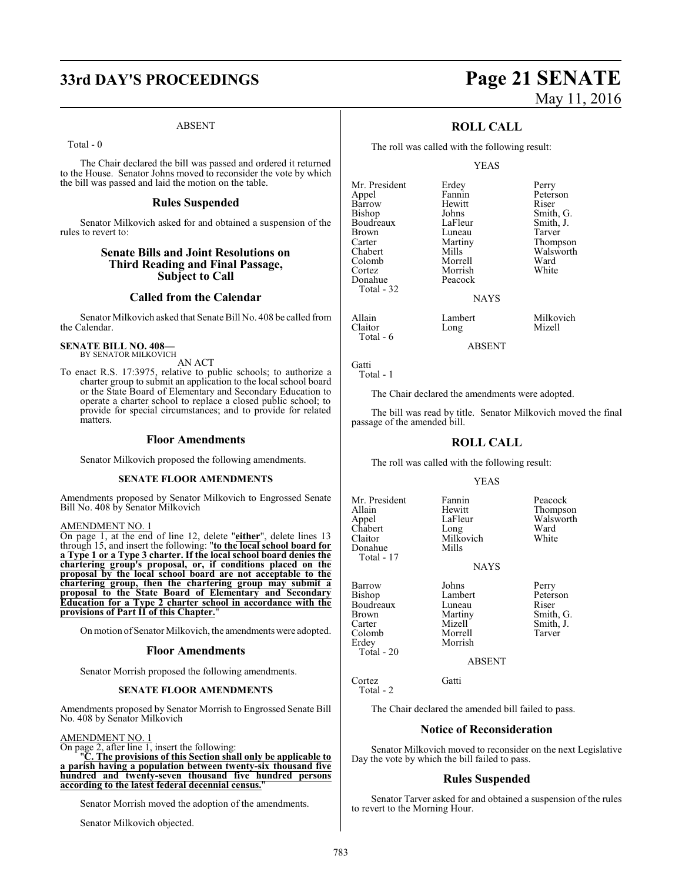ABSENT

Total - 0

The Chair declared the bill was passed and ordered it returned to the House. Senator Johns moved to reconsider the vote by which the bill was passed and laid the motion on the table.

## Rules Suspended

Senator Milkovich asked for and obtained a suspension of the rules to revert to:

## Senate Bills and Joint Resolutions on Third Reading and Final Passage, Subject to Call

## Called from the Calendar

Senator Milkovich asked that Senate Bill No. 408 be called from the Calendar.

**SENATE BILL NO. 408—**
BY SENATOR MILKOVICH

AN ACT

To enact R.S. 17:3975, relative to public schools; to authorize a charter group to submit an application to the local school board or the State Board of Elementary and Secondary Education to operate a charter school to replace a closed public school; to provide for special circumstances; and to provide for related matters.

## Floor Amendments

Senator Milkovich proposed the following amendments.

**SENATE FLOOR AMENDMENTS**

Amendments proposed by Senator Milkovich to Engrossed Senate Bill No. 408 by Senator Milkovich

AMENDMENT NO. 1
On page 1, at the end of line 12, delete "**either**", delete lines 13 through 15, and insert the following: "**to the local school board for a Type 1 or a Type 3 charter. If the local school board denies the chartering group's proposal, or, if conditions placed on the proposal by the local school board are not acceptable to the chartering group, then the chartering group may submit a proposal to the State Board of Elementary and Secondary Education for a Type 2 charter school in accordance with the provisions of Part II of this Chapter.**"

On motion of Senator Milkovich, the amendments were adopted.

## Floor Amendments

Senator Morrish proposed the following amendments.

**SENATE FLOOR AMENDMENTS**

Amendments proposed by Senator Morrish to Engrossed Senate Bill No. 408 by Senator Milkovich

AMENDMENT NO. 1
On page 2, after line 1, insert the following:
"**C. The provisions of this Section shall only be applicable to a parish having a population between twenty-six thousand five hundred and twenty-seven thousand five hundred persons according to the latest federal decennial census.**"

Senator Morrish moved the adoption of the amendments.

Senator Milkovich objected.

## ROLL CALL

The roll was called with the following result:

YEAS

| | | |
|---|---|---|
| Mr. President | Erdey | Perry |
| Appel | Fannin | Peterson |
| Barrow | Hewitt | Riser |
| Bishop | Johns | Smith, G. |
| Boudreaux | LaFleur | Smith, J. |
| Brown | Luneau | Tarver |
| Carter | Martiny | Thompson |
| Chabert | Mills | Walsworth |
| Colomb | Morrell | Ward |
| Cortez | Morrish | White |
| Donahue | Peacock | |

Total - 32

NAYS

| | | |
|---|---|---|
| Allain | Lambert | Milkovich |
| Claitor | Long | Mizell |

Total - 6

ABSENT

Gatti

Total - 1

The Chair declared the amendments were adopted.

The bill was read by title. Senator Milkovich moved the final passage of the amended bill.

## ROLL CALL

The roll was called with the following result:

YEAS

| | | |
|---|---|---|
| Mr. President | Fannin | Peacock |
| Allain | Hewitt | Thompson |
| Appel | LaFleur | Walsworth |
| Chabert | Long | Ward |
| Claitor | Milkovich | White |
| Donahue | Mills | |

Total - 17

NAYS

| | | |
|---|---|---|
| Barrow | Johns | Perry |
| Bishop | Lambert | Peterson |
| Boudreaux | Luneau | Riser |
| Brown | Martiny | Smith, G. |
| Carter | Mizell | Smith, J. |
| Colomb | Morrell | Tarver |
| Erdey | Morrish | |

Total - 20

ABSENT

| | |
|---|---|
| Cortez | Gatti |

Total - 2

The Chair declared the amended bill failed to pass.

## Notice of Reconsideration

Senator Milkovich moved to reconsider on the next Legislative Day the vote by which the bill failed to pass.

## Rules Suspended

Senator Tarver asked for and obtained a suspension of the rules to revert to the Morning Hour.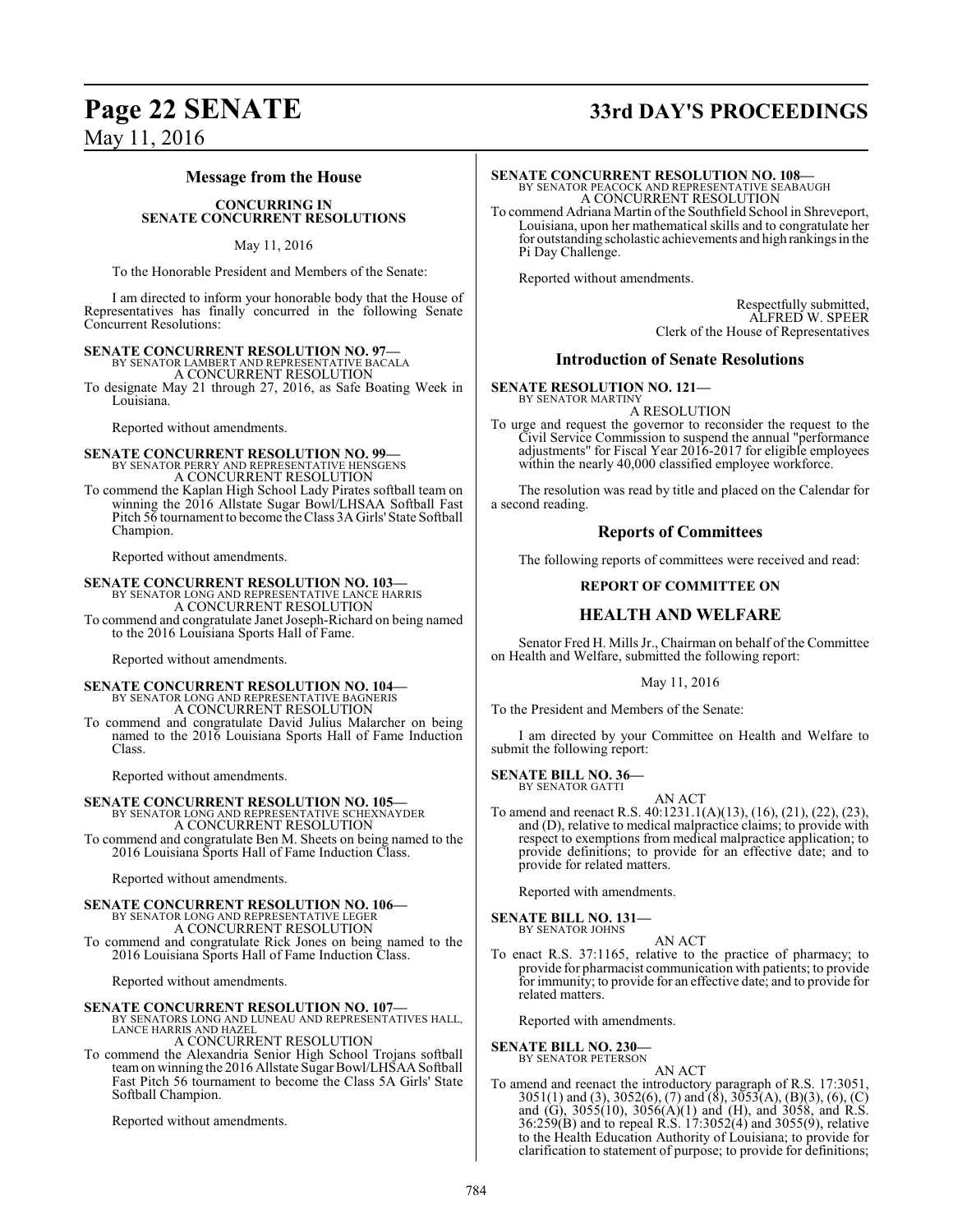## Message from the House

**CONCURRING IN SENATE CONCURRENT RESOLUTIONS**

May 11, 2016

To the Honorable President and Members of the Senate:

I am directed to inform your honorable body that the House of Representatives has finally concurred in the following Senate Concurrent Resolutions:

**SENATE CONCURRENT RESOLUTION NO. 97—**
BY SENATOR LAMBERT AND REPRESENTATIVE BACALA
A CONCURRENT RESOLUTION
To designate May 21 through 27, 2016, as Safe Boating Week in Louisiana.

Reported without amendments.

**SENATE CONCURRENT RESOLUTION NO. 99—**
BY SENATOR PERRY AND REPRESENTATIVE HENSGENS
A CONCURRENT RESOLUTION
To commend the Kaplan High School Lady Pirates softball team on winning the 2016 Allstate Sugar Bowl/LHSAA Softball Fast Pitch 56 tournament to become the Class 3A Girls' State Softball Champion.

Reported without amendments.

**SENATE CONCURRENT RESOLUTION NO. 103—**
BY SENATOR LONG AND REPRESENTATIVE LANCE HARRIS
A CONCURRENT RESOLUTION
To commend and congratulate Janet Joseph-Richard on being named to the 2016 Louisiana Sports Hall of Fame.

Reported without amendments.

**SENATE CONCURRENT RESOLUTION NO. 104—**
BY SENATOR LONG AND REPRESENTATIVE BAGNERIS
A CONCURRENT RESOLUTION
To commend and congratulate David Julius Malarcher on being named to the 2016 Louisiana Sports Hall of Fame Induction Class.

Reported without amendments.

**SENATE CONCURRENT RESOLUTION NO. 105—**
BY SENATOR LONG AND REPRESENTATIVE SCHEXNAYDER
A CONCURRENT RESOLUTION
To commend and congratulate Ben M. Sheets on being named to the 2016 Louisiana Sports Hall of Fame Induction Class.

Reported without amendments.

**SENATE CONCURRENT RESOLUTION NO. 106—**
BY SENATOR LONG AND REPRESENTATIVE LEGER
A CONCURRENT RESOLUTION
To commend and congratulate Rick Jones on being named to the 2016 Louisiana Sports Hall of Fame Induction Class.

Reported without amendments.

**SENATE CONCURRENT RESOLUTION NO. 107—**
BY SENATORS LONG AND LUNEAU AND REPRESENTATIVES HALL, LANCE HARRIS AND HAZEL
A CONCURRENT RESOLUTION
To commend the Alexandria Senior High School Trojans softball team on winning the 2016 Allstate Sugar Bowl/LHSAA Softball Fast Pitch 56 tournament to become the Class 5A Girls' State Softball Champion.

Reported without amendments.

**SENATE CONCURRENT RESOLUTION NO. 108—**
BY SENATOR PEACOCK AND REPRESENTATIVE SEABAUGH
A CONCURRENT RESOLUTION
To commend Adriana Martin of the Southfield School in Shreveport, Louisiana, upon her mathematical skills and to congratulate her for outstanding scholastic achievements and high rankings in the Pi Day Challenge.

Reported without amendments.

Respectfully submitted,
ALFRED W. SPEER
Clerk of the House of Representatives

## Introduction of Senate Resolutions

**SENATE RESOLUTION NO. 121—**
BY SENATOR MARTINY
A RESOLUTION
To urge and request the governor to reconsider the request to the Civil Service Commission to suspend the annual "performance adjustments" for Fiscal Year 2016-2017 for eligible employees within the nearly 40,000 classified employee workforce.

The resolution was read by title and placed on the Calendar for a second reading.

## Reports of Committees

The following reports of committees were received and read:

**REPORT OF COMMITTEE ON**

## HEALTH AND WELFARE

Senator Fred H. Mills Jr., Chairman on behalf of the Committee on Health and Welfare, submitted the following report:

May 11, 2016

To the President and Members of the Senate:

I am directed by your Committee on Health and Welfare to submit the following report:

**SENATE BILL NO. 36—**
BY SENATOR GATTI
AN ACT
To amend and reenact R.S. 40:1231.1(A)(13), (16), (21), (22), (23), and (D), relative to medical malpractice claims; to provide with respect to exemptions from medical malpractice application; to provide definitions; to provide for an effective date; and to provide for related matters.

Reported with amendments.

**SENATE BILL NO. 131—**
BY SENATOR JOHNS
AN ACT
To enact R.S. 37:1165, relative to the practice of pharmacy; to provide for pharmacist communication with patients; to provide for immunity; to provide for an effective date; and to provide for related matters.

Reported with amendments.

**SENATE BILL NO. 230—**
BY SENATOR PETERSON
AN ACT
To amend and reenact the introductory paragraph of R.S. 17:3051, 3051(1) and (3), 3052(6), (7) and (8), 3053(A), (B)(3), (6), (C) and (G), 3055(10), 3056(A)(1) and (H), and 3058, and R.S. 36:259(B) and to repeal R.S. 17:3052(4) and 3055(9), relative to the Health Education Authority of Louisiana; to provide for clarification to statement of purpose; to provide for definitions;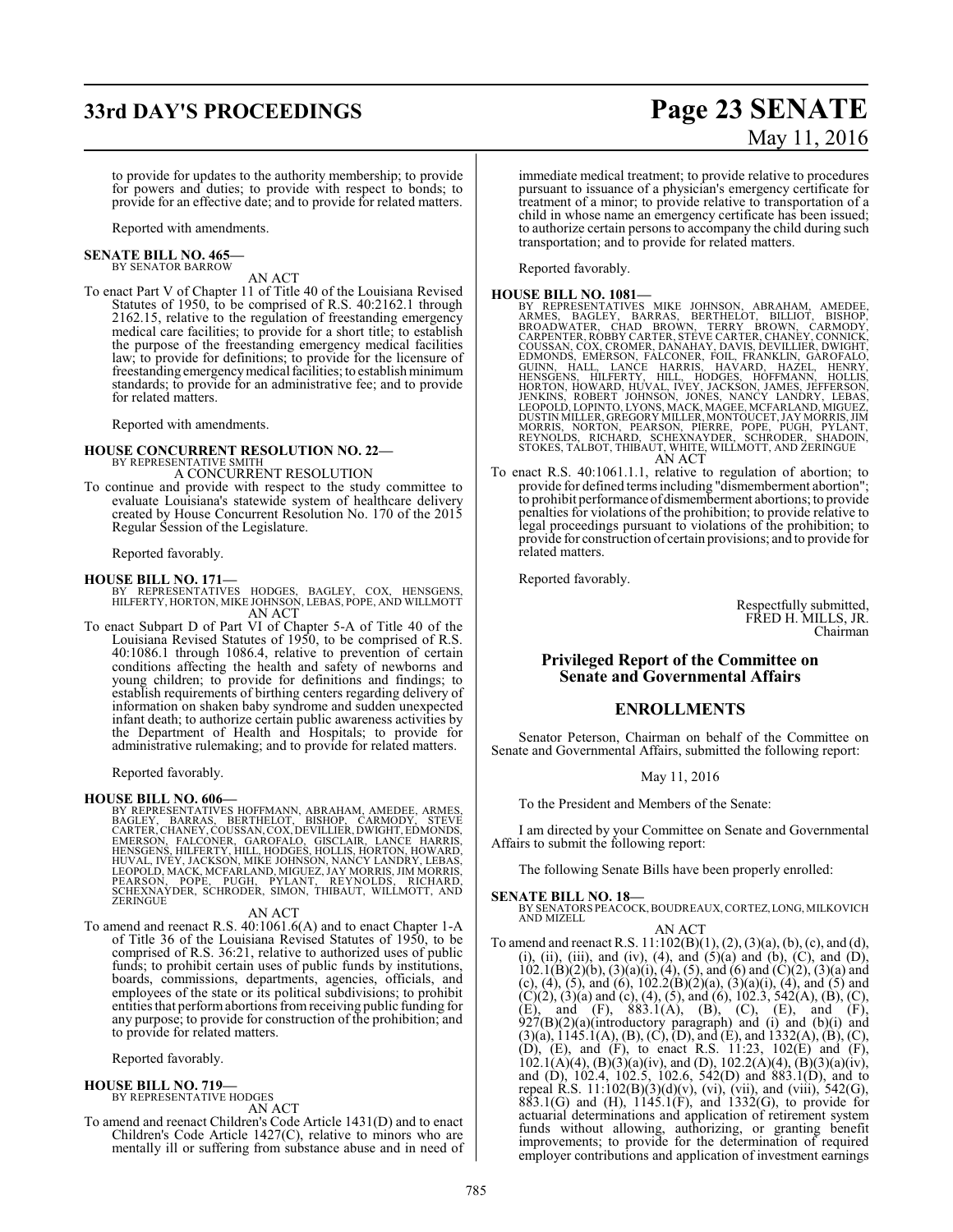to provide for updates to the authority membership; to provide for powers and duties; to provide with respect to bonds; to provide for an effective date; and to provide for related matters.

Reported with amendments.

**SENATE BILL NO. 465—**
BY SENATOR BARROW

AN ACT

To enact Part V of Chapter 11 of Title 40 of the Louisiana Revised Statutes of 1950, to be comprised of R.S. 40:2162.1 through 2162.15, relative to the regulation of freestanding emergency medical care facilities; to provide for a short title; to establish the purpose of the freestanding emergency medical facilities law; to provide for definitions; to provide for the licensure of freestanding emergency medical facilities; to establish minimum standards; to provide for an administrative fee; and to provide for related matters.

Reported with amendments.

**HOUSE CONCURRENT RESOLUTION NO. 22—**
BY REPRESENTATIVE SMITH

A CONCURRENT RESOLUTION

To continue and provide with respect to the study committee to evaluate Louisiana's statewide system of healthcare delivery created by House Concurrent Resolution No. 170 of the 2015 Regular Session of the Legislature.

Reported favorably.

**HOUSE BILL NO. 171—**
BY REPRESENTATIVES HODGES, BAGLEY, COX, HENSGENS, HILFERTY, HORTON, MIKE JOHNSON, LEBAS, POPE, AND WILLMOTT

AN ACT

To enact Subpart D of Part VI of Chapter 5-A of Title 40 of the Louisiana Revised Statutes of 1950, to be comprised of R.S. 40:1086.1 through 1086.4, relative to prevention of certain conditions affecting the health and safety of newborns and young children; to provide for definitions and findings; to establish requirements of birthing centers regarding delivery of information on shaken baby syndrome and sudden unexpected infant death; to authorize certain public awareness activities by the Department of Health and Hospitals; to provide for administrative rulemaking; and to provide for related matters.

Reported favorably.

**HOUSE BILL NO. 606—**
BY REPRESENTATIVES HOFFMANN, ABRAHAM, AMEDEE, ARMES, BAGLEY, BARRAS, BERTHELOT, BISHOP, CARMODY, STEVE CARTER, CHANEY, COUSSAN, COX, DEVILLIER, DWIGHT, EDMONDS, EMERSON, FALCONER, GAROFALO, GISCLAIR, LANCE HARRIS, HENSGENS, HILFERTY, HILL, HODGES, HOLLIS, HORTON, HOWARD, HUVAL, IVEY, JACKSON, MIKE JOHNSON, NANCY LANDRY, LEBAS, LEOPOLD, MACK, MCFARLAND, MIGUEZ, JAY MORRIS, JIM MORRIS, PEARSON, POPE, PUGH, PYLANT, REYNOLDS, RICHARD, SCHEXNAYDER, SCHRODER, SIMON, THIBAUT, WILLMOTT, AND ZERINGUE

AN ACT

To amend and reenact R.S. 40:1061.6(A) and to enact Chapter 1-A of Title 36 of the Louisiana Revised Statutes of 1950, to be comprised of R.S. 36:21, relative to authorized uses of public funds; to prohibit certain uses of public funds by institutions, boards, commissions, departments, agencies, officials, and employees of the state or its political subdivisions; to prohibit entities that perform abortions from receiving public funding for any purpose; to provide for construction of the prohibition; and to provide for related matters.

Reported favorably.

**HOUSE BILL NO. 719—**
BY REPRESENTATIVE HODGES

AN ACT

To amend and reenact Children's Code Article 1431(D) and to enact Children's Code Article 1427(C), relative to minors who are mentally ill or suffering from substance abuse and in need of immediate medical treatment; to provide relative to procedures pursuant to issuance of a physician's emergency certificate for treatment of a minor; to provide relative to transportation of a child in whose name an emergency certificate has been issued; to authorize certain persons to accompany the child during such transportation; and to provide for related matters.

Reported favorably.

**HOUSE BILL NO. 1081—**
BY REPRESENTATIVES MIKE JOHNSON, ABRAHAM, AMEDEE, ARMES, BAGLEY, BARRAS, BERTHELOT, BILLIOT, BISHOP, BROADWATER, CHAD BROWN, TERRY BROWN, CARMODY, CARPENTER, ROBBY CARTER, STEVE CARTER, CHANEY, CONNICK, COUSSAN, COX, CROMER, DANAHAY, DAVIS, DEVILLIER, DWIGHT, EDMONDS, EMERSON, FALCONER, FOIL, FRANKLIN, GAROFALO, GUINN, HALL, LANCE HARRIS, HAVARD, HAZEL, HENRY, HENSGENS, HILFERTY, HILL, HODGES, HOFFMANN, HOLLIS, HORTON, HOWARD, HUVAL, IVEY, JACKSON, JAMES, JEFFERSON, JENKINS, ROBERT JOHNSON, JONES, NANCY LANDRY, LEBAS, LEOPOLD, LOPINTO, LYONS, MACK, MAGEE, MCFARLAND, MIGUEZ, DUSTIN MILLER, GREGORY MILLER, MONTOUCET, JAY MORRIS, JIM MORRIS, NORTON, PEARSON, PIERRE, POPE, PUGH, PYLANT, REYNOLDS, RICHARD, SCHEXNAYDER, SCHRODER, SHADOIN, STOKES, TALBOT, THIBAUT, WHITE, WILLMOTT, AND ZERINGUE

AN ACT

To enact R.S. 40:1061.1.1, relative to regulation of abortion; to provide for defined terms including "dismemberment abortion"; to prohibit performance of dismemberment abortions; to provide penalties for violations of the prohibition; to provide relative to legal proceedings pursuant to violations of the prohibition; to provide for construction of certain provisions; and to provide for related matters.

Reported favorably.

Respectfully submitted,
FRED H. MILLS, JR.
Chairman

## Privileged Report of the Committee on Senate and Governmental Affairs

## ENROLLMENTS

Senator Peterson, Chairman on behalf of the Committee on Senate and Governmental Affairs, submitted the following report:

May 11, 2016

To the President and Members of the Senate:

I am directed by your Committee on Senate and Governmental Affairs to submit the following report:

The following Senate Bills have been properly enrolled:

**SENATE BILL NO. 18—**
BY SENATORS PEACOCK, BOUDREAUX, CORTEZ, LONG, MILKOVICH AND MIZELL

AN ACT

To amend and reenact R.S. 11:102(B)(1), (2), (3)(a), (b), (c), and (d), (i), (ii), (iii), and (iv), (4), and (5)(a) and (b), (C), and (D), 102.1(B)(2)(b), (3)(a)(i), (4), (5), and (6) and (C)(2), (3)(a) and (c), (4), (5), and (6), 102.2(B)(2)(a), (3)(a)(i), (4), and (5) and (C)(2), (3)(a) and (c), (4), (5), and (6), 102.3, 542(A), (B), (C), (E), and (F), 883.1(A), (B), (C), (E), and (F), 927(B)(2)(a)(introductory paragraph) and (i) and (b)(i) and (3)(a), 1145.1(A), (B), (C), (D), and (E), and 1332(A), (B), (C), (D), (E), and (F), to enact R.S. 11:23, 102(E) and (F), 102.1(A)(4), (B)(3)(a)(iv), and (D), 102.2(A)(4), (B)(3)(a)(iv), and (D), 102.4, 102.5, 102.6, 542(D) and 883.1(D), and to repeal R.S. 11:102(B)(3)(d)(v), (vi), (vii), and (viii), 542(G), 883.1(G) and (H), 1145.1(F), and 1332(G), to provide for actuarial determinations and application of retirement system funds without allowing, authorizing, or granting benefit improvements; to provide for the determination of required employer contributions and application of investment earnings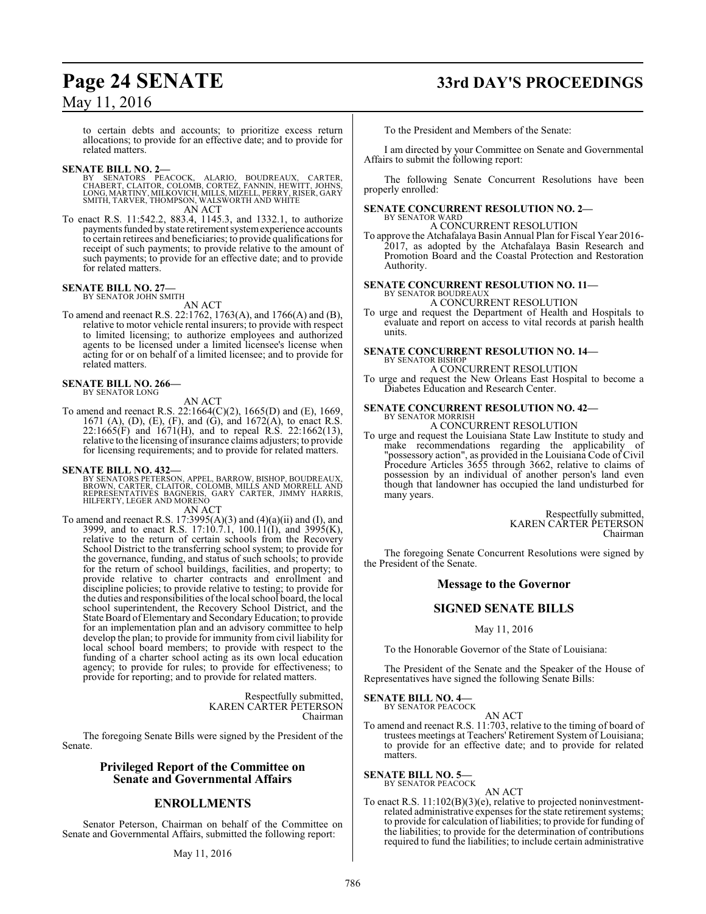to certain debts and accounts; to prioritize excess return allocations; to provide for an effective date; and to provide for related matters.

**SENATE BILL NO. 2—**
BY SENATORS PEACOCK, ALARIO, BOUDREAUX, CARTER, CHABERT, CLAITOR, COLOMB, CORTEZ, FANNIN, HEWITT, JOHNS, LONG, MARTINY, MILKOVICH, MILLS, MIZELL, PERRY, RISER, GARY SMITH, TARVER, THOMPSON, WALSWORTH AND WHITE

AN ACT

To enact R.S. 11:542.2, 883.4, 1145.3, and 1332.1, to authorize payments funded by state retirement system experience accounts to certain retirees and beneficiaries; to provide qualifications for receipt of such payments; to provide relative to the amount of such payments; to provide for an effective date; and to provide for related matters.

**SENATE BILL NO. 27—**
BY SENATOR JOHN SMITH

AN ACT

To amend and reenact R.S. 22:1762, 1763(A), and 1766(A) and (B), relative to motor vehicle rental insurers; to provide with respect to limited licensing; to authorize employees and authorized agents to be licensed under a limited licensee's license when acting for or on behalf of a limited licensee; and to provide for related matters.

**SENATE BILL NO. 266—**
BY SENATOR LONG

AN ACT

To amend and reenact R.S. 22:1664(C)(2), 1665(D) and (E), 1669, 1671 (A), (D), (E), (F), and (G), and 1672(A), to enact R.S. 22:1665(F) and 1671(H), and to repeal R.S. 22:1662(13), relative to the licensing of insurance claims adjusters; to provide for licensing requirements; and to provide for related matters.

**SENATE BILL NO. 432—**
BY SENATORS PETERSON, APPEL, BARROW, BISHOP, BOUDREAUX, BROWN, CARTER, CLAITOR, COLOMB, MILLS AND MORRELL AND REPRESENTATIVES BAGNERIS, GARY CARTER, JIMMY HARRIS, HILFERTY, LEGER AND MORENO

AN ACT

To amend and reenact R.S. 17:3995(A)(3) and (4)(a)(ii) and (I), and 3999, and to enact R.S. 17:10.7.1, 100.11(I), and 3995(K), relative to the return of certain schools from the Recovery School District to the transferring school system; to provide for the governance, funding, and status of such schools; to provide for the return of school buildings, facilities, and property; to provide relative to charter contracts and enrollment and discipline policies; to provide relative to testing; to provide for the duties and responsibilities of the local school board, the local school superintendent, the Recovery School District, and the State Board of Elementary and Secondary Education; to provide for an implementation plan and an advisory committee to help develop the plan; to provide for immunity from civil liability for local school board members; to provide with respect to the funding of a charter school acting as its own local education agency; to provide for rules; to provide for effectiveness; to provide for reporting; and to provide for related matters.

Respectfully submitted,
KAREN CARTER PETERSON
Chairman

The foregoing Senate Bills were signed by the President of the Senate.

## Privileged Report of the Committee on Senate and Governmental Affairs

## ENROLLMENTS

Senator Peterson, Chairman on behalf of the Committee on Senate and Governmental Affairs, submitted the following report:

May 11, 2016

To the President and Members of the Senate:

I am directed by your Committee on Senate and Governmental Affairs to submit the following report:

The following Senate Concurrent Resolutions have been properly enrolled:

**SENATE CONCURRENT RESOLUTION NO. 2—**
BY SENATOR WARD

A CONCURRENT RESOLUTION

To approve the Atchafalaya Basin Annual Plan for Fiscal Year 2016-2017, as adopted by the Atchafalaya Basin Research and Promotion Board and the Coastal Protection and Restoration Authority.

**SENATE CONCURRENT RESOLUTION NO. 11—**
BY SENATOR BOUDREAUX

A CONCURRENT RESOLUTION

To urge and request the Department of Health and Hospitals to evaluate and report on access to vital records at parish health units.

**SENATE CONCURRENT RESOLUTION NO. 14—**
BY SENATOR BISHOP

A CONCURRENT RESOLUTION

To urge and request the New Orleans East Hospital to become a Diabetes Education and Research Center.

**SENATE CONCURRENT RESOLUTION NO. 42—**
BY SENATOR MORRISH

A CONCURRENT RESOLUTION

To urge and request the Louisiana State Law Institute to study and make recommendations regarding the applicability of "possessory action", as provided in the Louisiana Code of Civil Procedure Articles 3655 through 3662, relative to claims of possession by an individual of another person's land even though that landowner has occupied the land undisturbed for many years.

Respectfully submitted,
KAREN CARTER PETERSON
Chairman

The foregoing Senate Concurrent Resolutions were signed by the President of the Senate.

## Message to the Governor

## SIGNED SENATE BILLS

May 11, 2016

To the Honorable Governor of the State of Louisiana:

The President of the Senate and the Speaker of the House of Representatives have signed the following Senate Bills:

**SENATE BILL NO. 4—**
BY SENATOR PEACOCK

AN ACT

To amend and reenact R.S. 11:703, relative to the timing of board of trustees meetings at Teachers' Retirement System of Louisiana; to provide for an effective date; and to provide for related matters.

**SENATE BILL NO. 5—**
BY SENATOR PEACOCK

AN ACT

To enact R.S. 11:102(B)(3)(e), relative to projected noninvestment-related administrative expenses for the state retirement systems; to provide for calculation of liabilities; to provide for funding of the liabilities; to provide for the determination of contributions required to fund the liabilities; to include certain administrative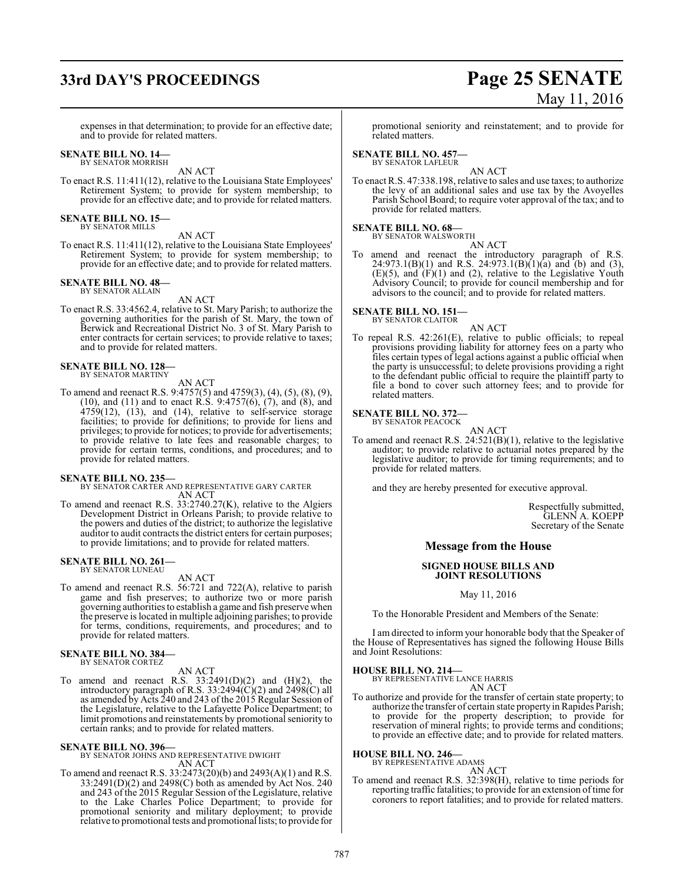expenses in that determination; to provide for an effective date; and to provide for related matters.

**SENATE BILL NO. 14—**
BY SENATOR MORRISH

AN ACT

To enact R.S. 11:411(12), relative to the Louisiana State Employees' Retirement System; to provide for system membership; to provide for an effective date; and to provide for related matters.

**SENATE BILL NO. 15—**
BY SENATOR MILLS

AN ACT

To enact R.S. 11:411(12), relative to the Louisiana State Employees' Retirement System; to provide for system membership; to provide for an effective date; and to provide for related matters.

**SENATE BILL NO. 48—**
BY SENATOR ALLAIN

AN ACT

To enact R.S. 33:4562.4, relative to St. Mary Parish; to authorize the governing authorities for the parish of St. Mary, the town of Berwick and Recreational District No. 3 of St. Mary Parish to enter contracts for certain services; to provide relative to taxes; and to provide for related matters.

**SENATE BILL NO. 128—**
BY SENATOR MARTINY

AN ACT

To amend and reenact R.S. 9:4757(5) and 4759(3), (4), (5), (8), (9), (10), and (11) and to enact R.S. 9:4757(6), (7), and (8), and 4759(12), (13), and (14), relative to self-service storage facilities; to provide for definitions; to provide for liens and privileges; to provide for notices; to provide for advertisements; to provide relative to late fees and reasonable charges; to provide for certain terms, conditions, and procedures; and to provide for related matters.

**SENATE BILL NO. 235—**
BY SENATOR CARTER AND REPRESENTATIVE GARY CARTER

AN ACT

To amend and reenact R.S. 33:2740.27(K), relative to the Algiers Development District in Orleans Parish; to provide relative to the powers and duties of the district; to authorize the legislative auditor to audit contracts the district enters for certain purposes; to provide limitations; and to provide for related matters.

**SENATE BILL NO. 261—**
BY SENATOR LUNEAU

AN ACT

To amend and reenact R.S. 56:721 and 722(A), relative to parish game and fish preserves; to authorize two or more parish governing authorities to establish a game and fish preserve when the preserve is located in multiple adjoining parishes; to provide for terms, conditions, requirements, and procedures; and to provide for related matters.

**SENATE BILL NO. 384—**
BY SENATOR CORTEZ

AN ACT

To amend and reenact R.S. 33:2491(D)(2) and (H)(2), the introductory paragraph of R.S. 33:2494(C)(2) and 2498(C) all as amended by Acts 240 and 243 of the 2015 Regular Session of the Legislature, relative to the Lafayette Police Department; to limit promotions and reinstatements by promotional seniority to certain ranks; and to provide for related matters.

**SENATE BILL NO. 396—**
BY SENATOR JOHNS AND REPRESENTATIVE DWIGHT

AN ACT

To amend and reenact R.S. 33:2473(20)(b) and 2493(A)(1) and R.S. 33:2491(D)(2) and 2498(C) both as amended by Act Nos. 240 and 243 of the 2015 Regular Session of the Legislature, relative to the Lake Charles Police Department; to provide for promotional seniority and military deployment; to provide relative to promotional tests and promotional lists; to provide for promotional seniority and reinstatement; and to provide for related matters.

**SENATE BILL NO. 457—**
BY SENATOR LAFLEUR

AN ACT

To enact R.S. 47:338.198, relative to sales and use taxes; to authorize the levy of an additional sales and use tax by the Avoyelles Parish School Board; to require voter approval of the tax; and to provide for related matters.

**SENATE BILL NO. 68—**
BY SENATOR WALSWORTH

AN ACT

To amend and reenact the introductory paragraph of R.S. 24:973.1(B)(1) and R.S. 24:973.1(B)(1)(a) and (b) and (3), (E)(5), and (F)(1) and (2), relative to the Legislative Youth Advisory Council; to provide for council membership and for advisors to the council; and to provide for related matters.

**SENATE BILL NO. 151—**
BY SENATOR CLAITOR

AN ACT

To repeal R.S. 42:261(E), relative to public officials; to repeal provisions providing liability for attorney fees on a party who files certain types of legal actions against a public official when the party is unsuccessful; to delete provisions providing a right to the defendant public official to require the plaintiff party to file a bond to cover such attorney fees; and to provide for related matters.

**SENATE BILL NO. 372—**
BY SENATOR PEACOCK

AN ACT

To amend and reenact R.S. 24:521(B)(1), relative to the legislative auditor; to provide relative to actuarial notes prepared by the legislative auditor; to provide for timing requirements; and to provide for related matters.

and they are hereby presented for executive approval.

Respectfully submitted,
GLENN A. KOEPP
Secretary of the Senate

## Message from the House

**SIGNED HOUSE BILLS AND JOINT RESOLUTIONS**

May 11, 2016

To the Honorable President and Members of the Senate:

I am directed to inform your honorable body that the Speaker of the House of Representatives has signed the following House Bills and Joint Resolutions:

**HOUSE BILL NO. 214—**
BY REPRESENTATIVE LANCE HARRIS

AN ACT

To authorize and provide for the transfer of certain state property; to authorize the transfer of certain state property in Rapides Parish; to provide for the property description; to provide for reservation of mineral rights; to provide terms and conditions; to provide an effective date; and to provide for related matters.

**HOUSE BILL NO. 246—**
BY REPRESENTATIVE ADAMS

AN ACT

To amend and reenact R.S. 32:398(H), relative to time periods for reporting traffic fatalities; to provide for an extension of time for coroners to report fatalities; and to provide for related matters.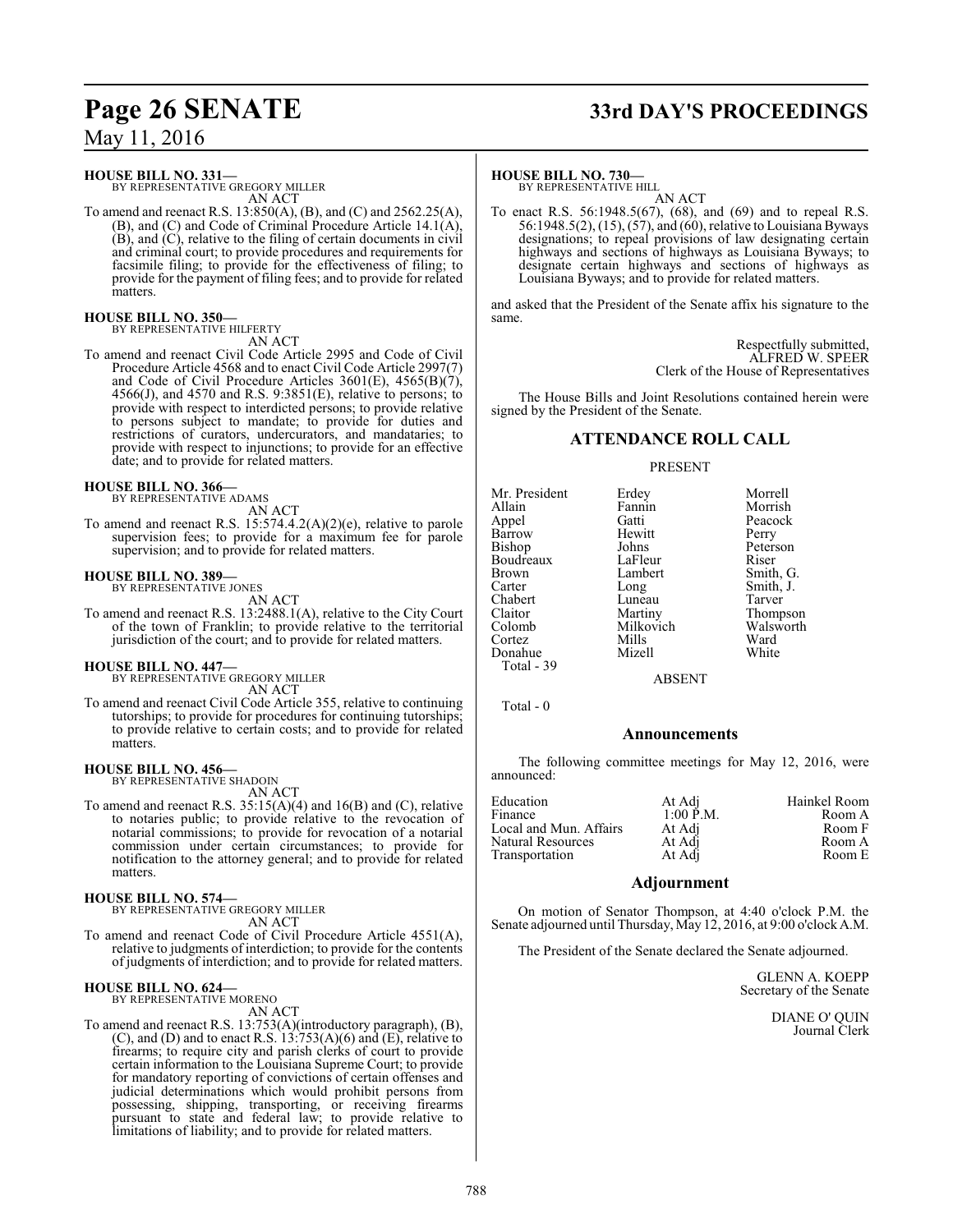**HOUSE BILL NO. 331—**
BY REPRESENTATIVE GREGORY MILLER
AN ACT

To amend and reenact R.S. 13:850(A), (B), and (C) and 2562.25(A), (B), and (C) and Code of Criminal Procedure Article 14.1(A), (B), and (C), relative to the filing of certain documents in civil and criminal court; to provide procedures and requirements for facsimile filing; to provide for the effectiveness of filing; to provide for the payment of filing fees; and to provide for related matters.

**HOUSE BILL NO. 350—**
BY REPRESENTATIVE HILFERTY
AN ACT

To amend and reenact Civil Code Article 2995 and Code of Civil Procedure Article 4568 and to enact Civil Code Article 2997(7) and Code of Civil Procedure Articles 3601(E), 4565(B)(7), 4566(J), and 4570 and R.S. 9:3851(E), relative to persons; to provide with respect to interdicted persons; to provide relative to persons subject to mandate; to provide for duties and restrictions of curators, undercurators, and mandataries; to provide with respect to injunctions; to provide for an effective date; and to provide for related matters.

**HOUSE BILL NO. 366—**
BY REPRESENTATIVE ADAMS
AN ACT

To amend and reenact R.S. 15:574.4.2(A)(2)(e), relative to parole supervision fees; to provide for a maximum fee for parole supervision; and to provide for related matters.

**HOUSE BILL NO. 389—**
BY REPRESENTATIVE JONES
AN ACT

To amend and reenact R.S. 13:2488.1(A), relative to the City Court of the town of Franklin; to provide relative to the territorial jurisdiction of the court; and to provide for related matters.

**HOUSE BILL NO. 447—**
BY REPRESENTATIVE GREGORY MILLER
AN ACT

To amend and reenact Civil Code Article 355, relative to continuing tutorships; to provide for procedures for continuing tutorships; to provide relative to certain costs; and to provide for related matters.

**HOUSE BILL NO. 456—**
BY REPRESENTATIVE SHADOIN
AN ACT

To amend and reenact R.S. 35:15(A)(4) and 16(B) and (C), relative to notaries public; to provide relative to the revocation of notarial commissions; to provide for revocation of a notarial commission under certain circumstances; to provide for notification to the attorney general; and to provide for related matters.

**HOUSE BILL NO. 574—**
BY REPRESENTATIVE GREGORY MILLER
AN ACT

To amend and reenact Code of Civil Procedure Article 4551(A), relative to judgments of interdiction; to provide for the contents of judgments of interdiction; and to provide for related matters.

**HOUSE BILL NO. 624—**
BY REPRESENTATIVE MORENO
AN ACT

To amend and reenact R.S. 13:753(A)(introductory paragraph), (B), (C), and (D) and to enact R.S. 13:753(A)(6) and (E), relative to firearms; to require city and parish clerks of court to provide certain information to the Louisiana Supreme Court; to provide for mandatory reporting of convictions of certain offenses and judicial determinations which would prohibit persons from possessing, shipping, transporting, or receiving firearms pursuant to state and federal law; to provide relative to limitations of liability; and to provide for related matters.

**HOUSE BILL NO. 730—**
BY REPRESENTATIVE HILL
AN ACT

To enact R.S. 56:1948.5(67), (68), and (69) and to repeal R.S. 56:1948.5(2), (15), (57), and (60), relative to Louisiana Byways designations; to repeal provisions of law designating certain highways and sections of highways as Louisiana Byways; to designate certain highways and sections of highways as Louisiana Byways; and to provide for related matters.

and asked that the President of the Senate affix his signature to the same.

Respectfully submitted,
ALFRED W. SPEER
Clerk of the House of Representatives

The House Bills and Joint Resolutions contained herein were signed by the President of the Senate.

## ATTENDANCE ROLL CALL

PRESENT

| | | |
|---|---|---|
| Mr. President | Erdey | Morrell |
| Allain | Fannin | Morrish |
| Appel | Gatti | Peacock |
| Barrow | Hewitt | Perry |
| Bishop | Johns | Peterson |
| Boudreaux | LaFleur | Riser |
| Brown | Lambert | Smith, G. |
| Carter | Long | Smith, J. |
| Chabert | Luneau | Tarver |
| Claitor | Martiny | Thompson |
| Colomb | Milkovich | Walsworth |
| Cortez | Mills | Ward |
| Donahue | Mizell | White |

Total - 39

ABSENT

Total - 0

## Announcements

The following committee meetings for May 12, 2016, were announced:

| | | |
|---|---|---|
| Education | At Adj | Hainkel Room |
| Finance | 1:00 P.M. | Room A |
| Local and Mun. Affairs | At Adj | Room F |
| Natural Resources | At Adj | Room A |
| Transportation | At Adj | Room E |

## Adjournment

On motion of Senator Thompson, at 4:40 o'clock P.M. the Senate adjourned until Thursday, May 12, 2016, at 9:00 o'clock A.M.

The President of the Senate declared the Senate adjourned.

GLENN A. KOEPP
Secretary of the Senate

DIANE O' QUIN
Journal Clerk